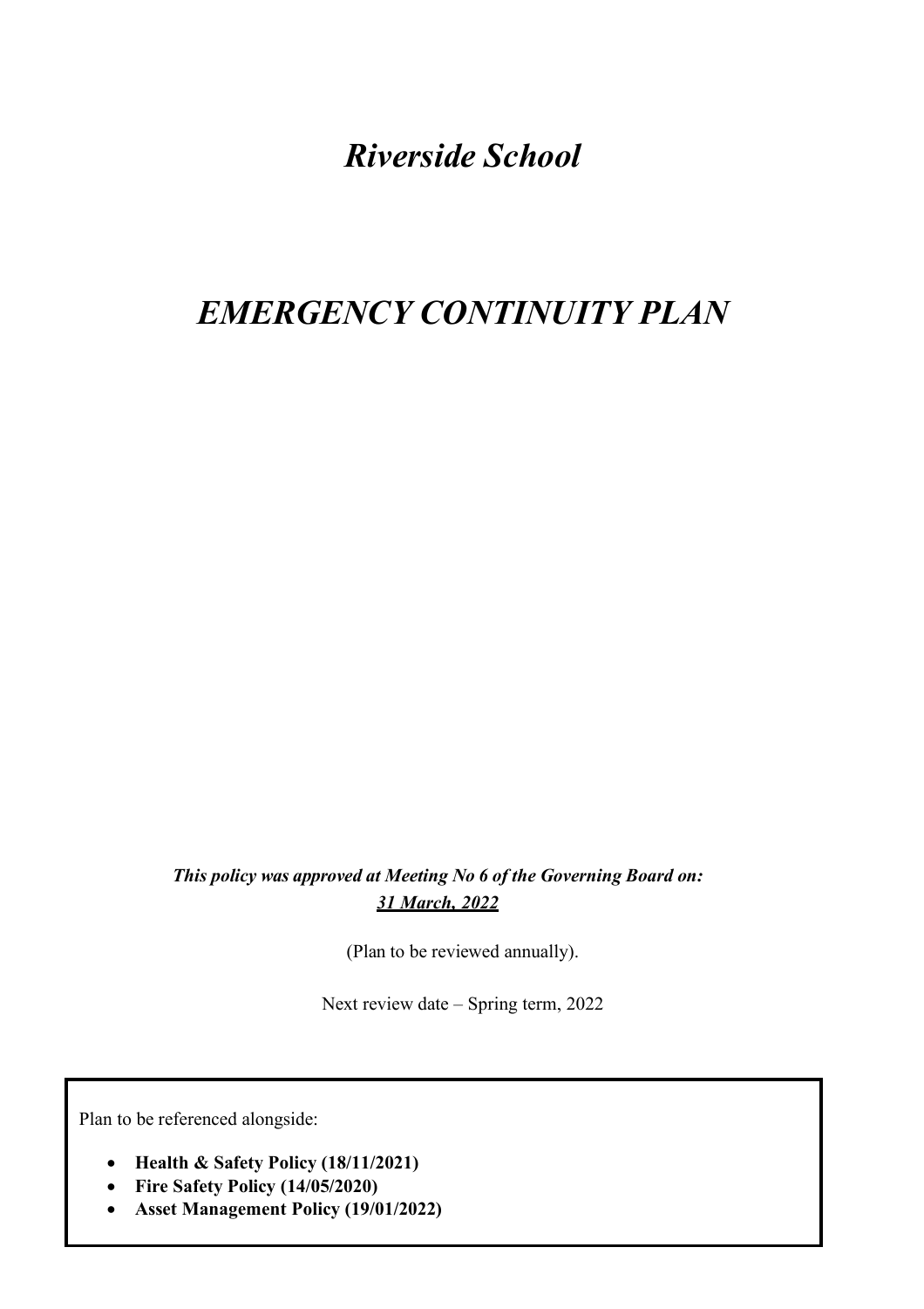# *Riverside School*

# *EMERGENCY CONTINUITY PLAN*

***This policy was approved at Meeting No 6 of the Governing Board on:***
***<u>31 March, 2022</u>***

(Plan to be reviewed annually).

Next review date – Spring term, 2022

Plan to be referenced alongside:

- **Health & Safety Policy (18/11/2021)**
- **Fire Safety Policy (14/05/2020)**
- **Asset Management Policy (19/01/2022)**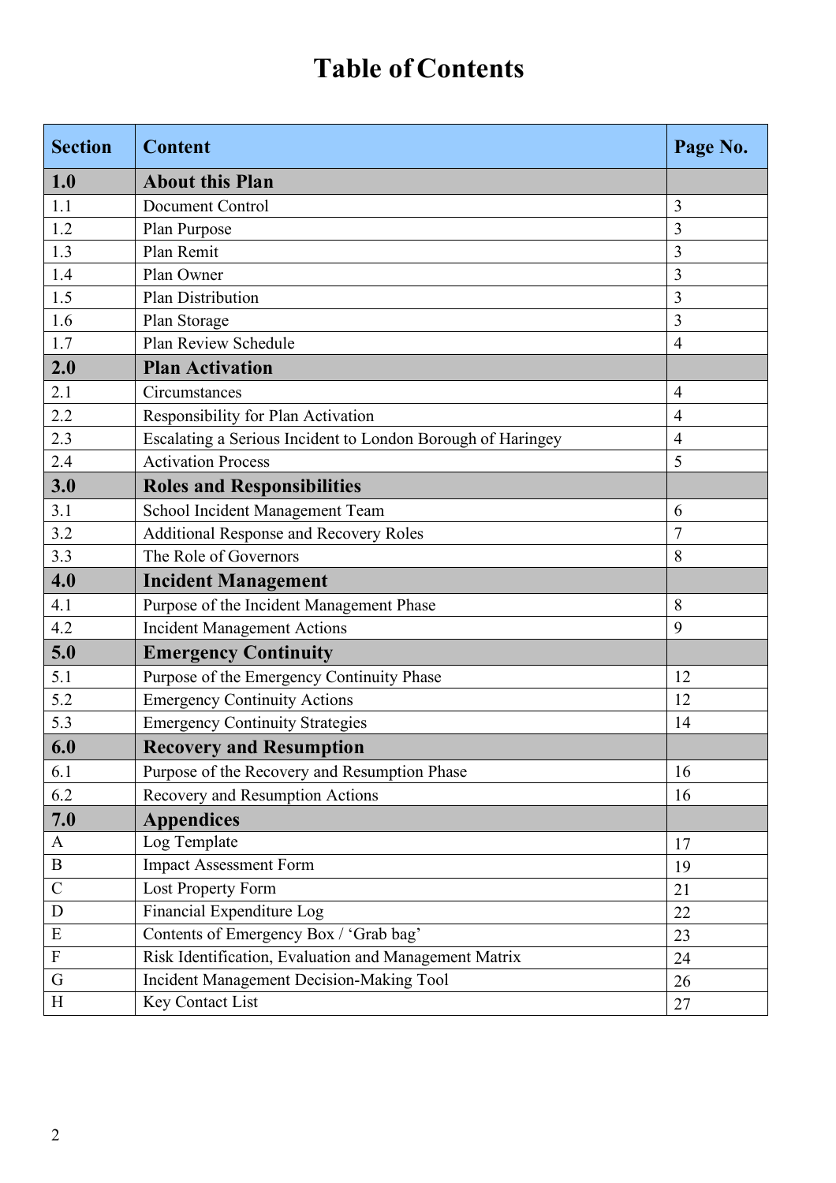# Table of Contents

| Section | Content | Page No. |
|---|---|---|
| **1.0** | **About this Plan** | |
| 1.1 | Document Control | 3 |
| 1.2 | Plan Purpose | 3 |
| 1.3 | Plan Remit | 3 |
| 1.4 | Plan Owner | 3 |
| 1.5 | Plan Distribution | 3 |
| 1.6 | Plan Storage | 3 |
| 1.7 | Plan Review Schedule | 4 |
| **2.0** | **Plan Activation** | |
| 2.1 | Circumstances | 4 |
| 2.2 | Responsibility for Plan Activation | 4 |
| 2.3 | Escalating a Serious Incident to London Borough of Haringey | 4 |
| 2.4 | Activation Process | 5 |
| **3.0** | **Roles and Responsibilities** | |
| 3.1 | School Incident Management Team | 6 |
| 3.2 | Additional Response and Recovery Roles | 7 |
| 3.3 | The Role of Governors | 8 |
| **4.0** | **Incident Management** | |
| 4.1 | Purpose of the Incident Management Phase | 8 |
| 4.2 | Incident Management Actions | 9 |
| **5.0** | **Emergency Continuity** | |
| 5.1 | Purpose of the Emergency Continuity Phase | 12 |
| 5.2 | Emergency Continuity Actions | 12 |
| 5.3 | Emergency Continuity Strategies | 14 |
| **6.0** | **Recovery and Resumption** | |
| 6.1 | Purpose of the Recovery and Resumption Phase | 16 |
| 6.2 | Recovery and Resumption Actions | 16 |
| **7.0** | **Appendices** | |
| A | Log Template | 17 |
| B | Impact Assessment Form | 19 |
| C | Lost Property Form | 21 |
| D | Financial Expenditure Log | 22 |
| E | Contents of Emergency Box / 'Grab bag' | 23 |
| F | Risk Identification, Evaluation and Management Matrix | 24 |
| G | Incident Management Decision-Making Tool | 26 |
| H | Key Contact List | 27 |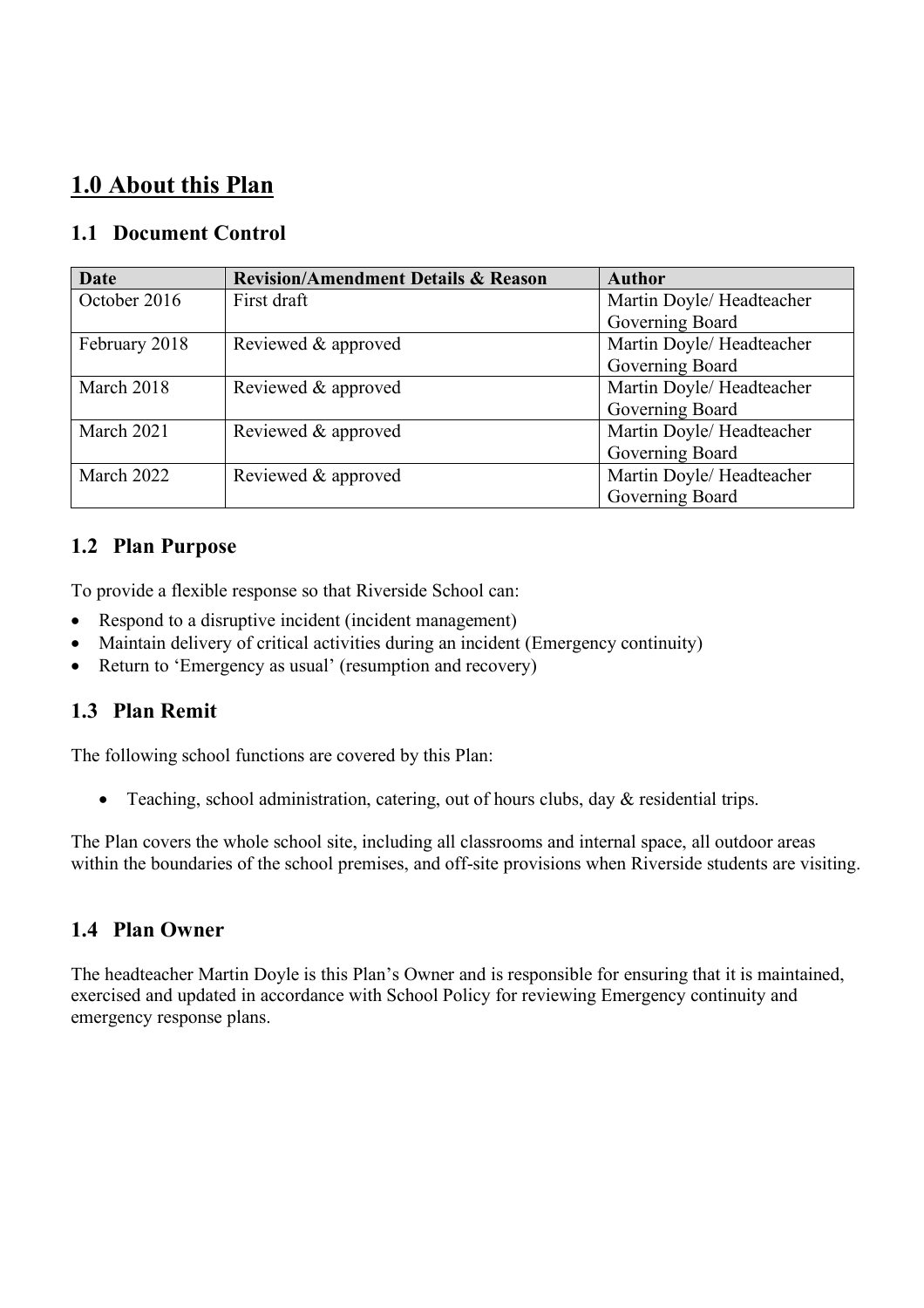# 1.0 About this Plan

## 1.1 Document Control

| Date | Revision/Amendment Details & Reason | Author |
|---|---|---|
| October 2016 | First draft | Martin Doyle/ Headteacher Governing Board |
| February 2018 | Reviewed & approved | Martin Doyle/ Headteacher Governing Board |
| March 2018 | Reviewed & approved | Martin Doyle/ Headteacher Governing Board |
| March 2021 | Reviewed & approved | Martin Doyle/ Headteacher Governing Board |
| March 2022 | Reviewed & approved | Martin Doyle/ Headteacher Governing Board |

## 1.2 Plan Purpose

To provide a flexible response so that Riverside School can:

- Respond to a disruptive incident (incident management)
- Maintain delivery of critical activities during an incident (Emergency continuity)
- Return to 'Emergency as usual' (resumption and recovery)

## 1.3 Plan Remit

The following school functions are covered by this Plan:

- Teaching, school administration, catering, out of hours clubs, day & residential trips.

The Plan covers the whole school site, including all classrooms and internal space, all outdoor areas within the boundaries of the school premises, and off-site provisions when Riverside students are visiting.

## 1.4 Plan Owner

The headteacher Martin Doyle is this Plan's Owner and is responsible for ensuring that it is maintained, exercised and updated in accordance with School Policy for reviewing Emergency continuity and emergency response plans.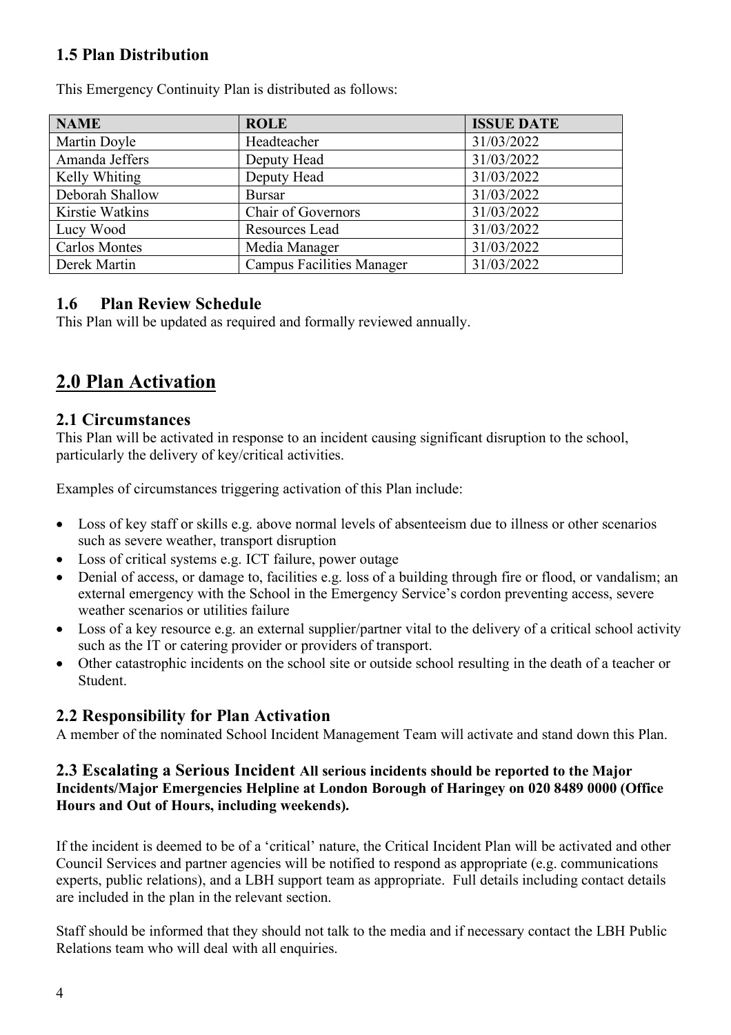### 1.5 Plan Distribution

This Emergency Continuity Plan is distributed as follows:

| NAME | ROLE | ISSUE DATE |
|---|---|---|
| Martin Doyle | Headteacher | 31/03/2022 |
| Amanda Jeffers | Deputy Head | 31/03/2022 |
| Kelly Whiting | Deputy Head | 31/03/2022 |
| Deborah Shallow | Bursar | 31/03/2022 |
| Kirstie Watkins | Chair of Governors | 31/03/2022 |
| Lucy Wood | Resources Lead | 31/03/2022 |
| Carlos Montes | Media Manager | 31/03/2022 |
| Derek Martin | Campus Facilities Manager | 31/03/2022 |

### 1.6 Plan Review Schedule

This Plan will be updated as required and formally reviewed annually.

## 2.0 Plan Activation

### 2.1 Circumstances

This Plan will be activated in response to an incident causing significant disruption to the school, particularly the delivery of key/critical activities.

Examples of circumstances triggering activation of this Plan include:

- Loss of key staff or skills e.g. above normal levels of absenteeism due to illness or other scenarios such as severe weather, transport disruption
- Loss of critical systems e.g. ICT failure, power outage
- Denial of access, or damage to, facilities e.g. loss of a building through fire or flood, or vandalism; an external emergency with the School in the Emergency Service's cordon preventing access, severe weather scenarios or utilities failure
- Loss of a key resource e.g. an external supplier/partner vital to the delivery of a critical school activity such as the IT or catering provider or providers of transport.
- Other catastrophic incidents on the school site or outside school resulting in the death of a teacher or Student.

### 2.2 Responsibility for Plan Activation

A member of the nominated School Incident Management Team will activate and stand down this Plan.

### 2.3 Escalating a Serious Incident **All serious incidents should be reported to the Major Incidents/Major Emergencies Helpline at London Borough of Haringey on 020 8489 0000 (Office Hours and Out of Hours, including weekends).**

If the incident is deemed to be of a 'critical' nature, the Critical Incident Plan will be activated and other Council Services and partner agencies will be notified to respond as appropriate (e.g. communications experts, public relations), and a LBH support team as appropriate. Full details including contact details are included in the plan in the relevant section.

Staff should be informed that they should not talk to the media and if necessary contact the LBH Public Relations team who will deal with all enquiries.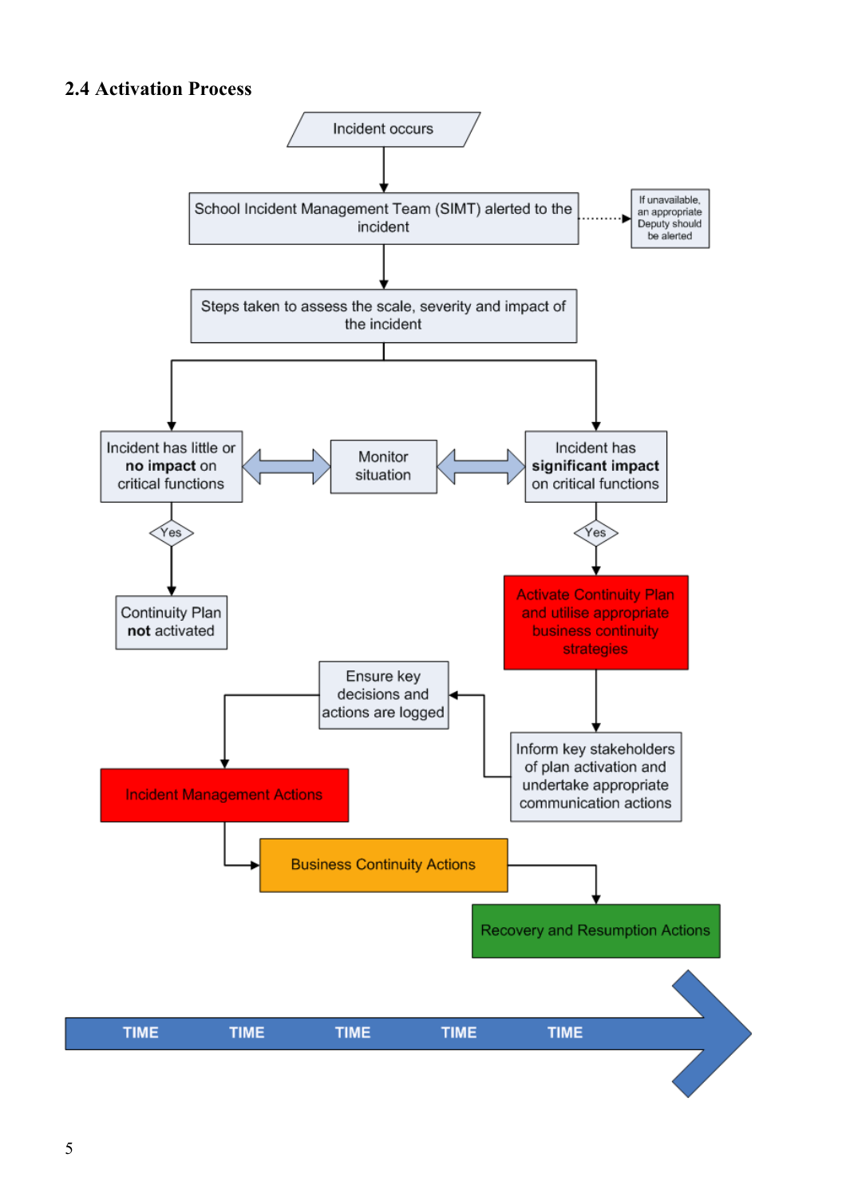## 2.4 Activation Process

Incident occurs

School Incident Management Team (SIMT) alerted to the incident

If unavailable, an appropriate Deputy should be alerted

Steps taken to assess the scale, severity and impact of the incident

Incident has little or **no impact** on critical functions

Monitor situation

Incident has **significant impact** on critical functions

Yes

Continuity Plan **not** activated

Yes

Activate Continuity Plan and utilise appropriate business continuity strategies

Inform key stakeholders of plan activation and undertake appropriate communication actions

Ensure key decisions and actions are logged

Incident Management Actions

Business Continuity Actions

Recovery and Resumption Actions

TIME TIME TIME TIME TIME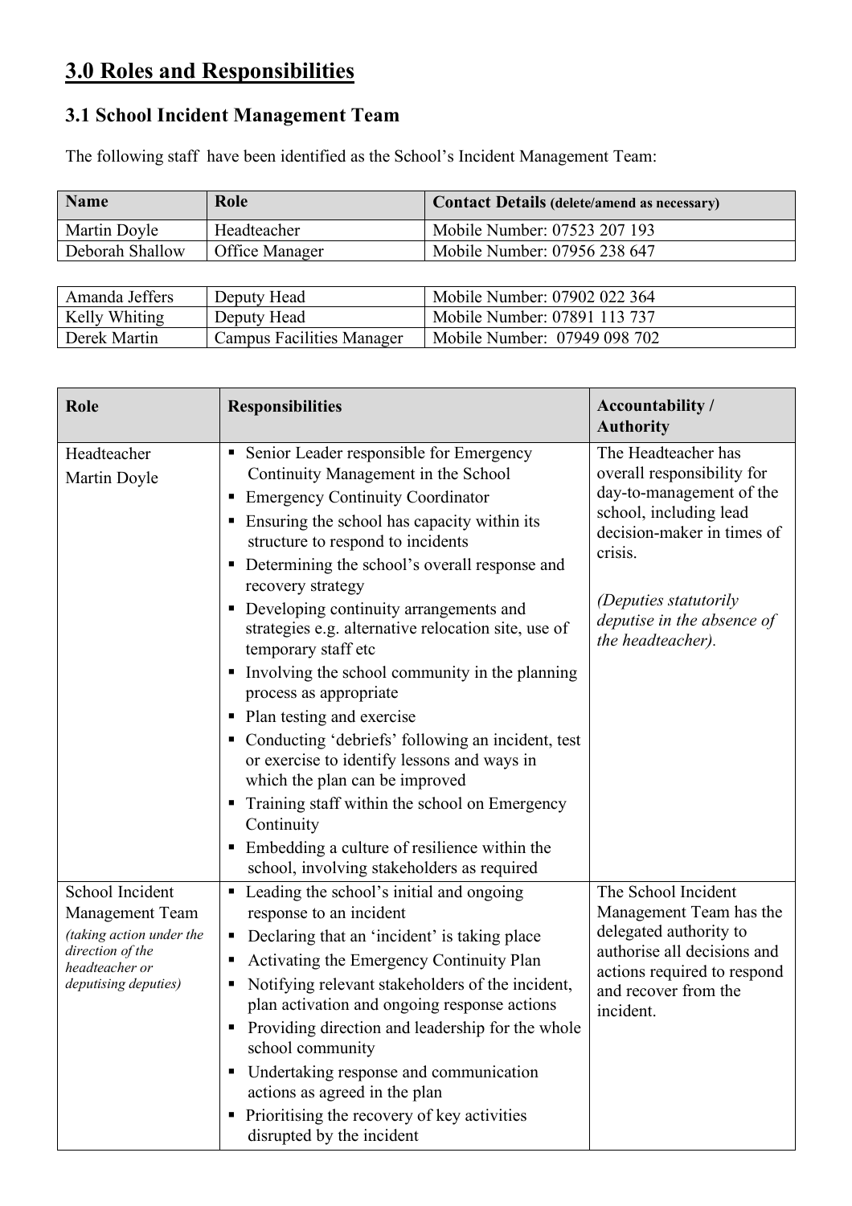# 3.0 Roles and Responsibilities

## 3.1 School Incident Management Team

The following staff have been identified as the School's Incident Management Team:

| Name | Role | Contact Details (delete/amend as necessary) |
|---|---|---|
| Martin Doyle | Headteacher | Mobile Number: 07523 207 193 |
| Deborah Shallow | Office Manager | Mobile Number: 07956 238 647 |

| | | |
|---|---|---|
| Amanda Jeffers | Deputy Head | Mobile Number: 07902 022 364 |
| Kelly Whiting | Deputy Head | Mobile Number: 07891 113 737 |
| Derek Martin | Campus Facilities Manager | Mobile Number: 07949 098 702 |

| Role | Responsibilities | Accountability / Authority |
|---|---|---|
| Headteacher<br>Martin Doyle | ▪ Senior Leader responsible for Emergency Continuity Management in the School<br>▪ Emergency Continuity Coordinator<br>▪ Ensuring the school has capacity within its structure to respond to incidents<br>▪ Determining the school's overall response and recovery strategy<br>▪ Developing continuity arrangements and strategies e.g. alternative relocation site, use of temporary staff etc<br>▪ Involving the school community in the planning process as appropriate<br>▪ Plan testing and exercise<br>▪ Conducting 'debriefs' following an incident, test or exercise to identify lessons and ways in which the plan can be improved<br>▪ Training staff within the school on Emergency Continuity<br>▪ Embedding a culture of resilience within the school, involving stakeholders as required | The Headteacher has overall responsibility for day-to-management of the school, including lead decision-maker in times of crisis.<br><br>*(Deputies statutorily deputise in the absence of the headteacher).* |
| School Incident Management Team<br>*(taking action under the direction of the headteacher or deputising deputies)* | ▪ Leading the school's initial and ongoing response to an incident<br>▪ Declaring that an 'incident' is taking place<br>▪ Activating the Emergency Continuity Plan<br>▪ Notifying relevant stakeholders of the incident, plan activation and ongoing response actions<br>▪ Providing direction and leadership for the whole school community<br>▪ Undertaking response and communication actions as agreed in the plan<br>▪ Prioritising the recovery of key activities disrupted by the incident | The School Incident Management Team has the delegated authority to authorise all decisions and actions required to respond and recover from the incident. |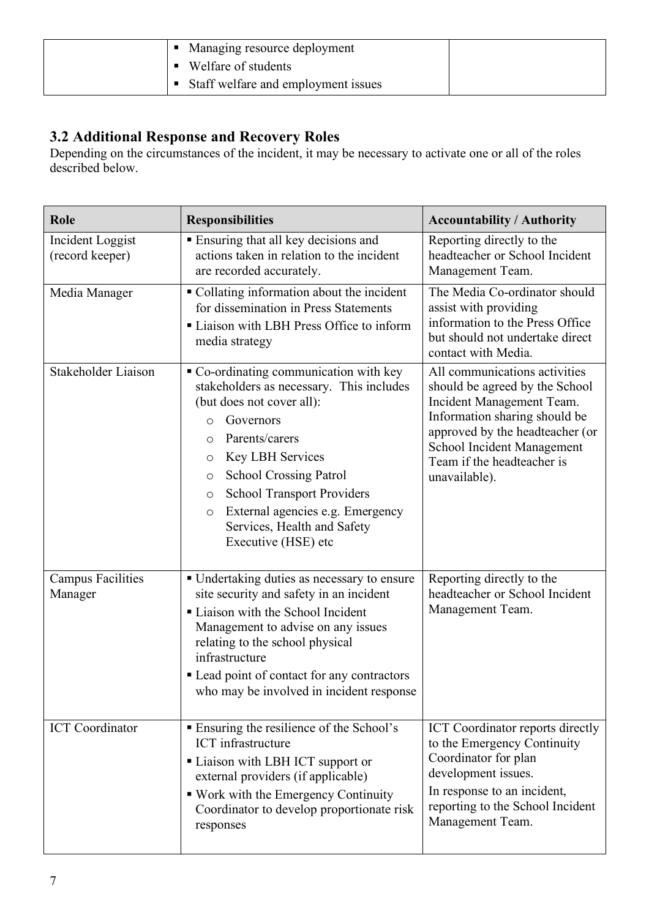| | ▪ Managing resource deployment<br>▪ Welfare of students<br>▪ Staff welfare and employment issues | |
|---|---|---|

### 3.2 Additional Response and Recovery Roles

Depending on the circumstances of the incident, it may be necessary to activate one or all of the roles described below.

| Role | Responsibilities | Accountability / Authority |
|---|---|---|
| Incident Loggist (record keeper) | ▪ Ensuring that all key decisions and actions taken in relation to the incident are recorded accurately. | Reporting directly to the headteacher or School Incident Management Team. |
| Media Manager | ▪ Collating information about the incident for dissemination in Press Statements<br>▪ Liaison with LBH Press Office to inform media strategy | The Media Co-ordinator should assist with providing information to the Press Office but should not undertake direct contact with Media. |
| Stakeholder Liaison | ▪ Co-ordinating communication with key stakeholders as necessary. This includes (but does not cover all):<br>○ Governors<br>○ Parents/carers<br>○ Key LBH Services<br>○ School Crossing Patrol<br>○ School Transport Providers<br>○ External agencies e.g. Emergency Services, Health and Safety Executive (HSE) etc | All communications activities should be agreed by the School Incident Management Team. Information sharing should be approved by the headteacher (or School Incident Management Team if the headteacher is unavailable). |
| Campus Facilities Manager | ▪ Undertaking duties as necessary to ensure site security and safety in an incident<br>▪ Liaison with the School Incident Management to advise on any issues relating to the school physical infrastructure<br>▪ Lead point of contact for any contractors who may be involved in incident response | Reporting directly to the headteacher or School Incident Management Team. |
| ICT Coordinator | ▪ Ensuring the resilience of the School's ICT infrastructure<br>▪ Liaison with LBH ICT support or external providers (if applicable)<br>▪ Work with the Emergency Continuity Coordinator to develop proportionate risk responses | ICT Coordinator reports directly to the Emergency Continuity Coordinator for plan development issues.<br>In response to an incident, reporting to the School Incident Management Team. |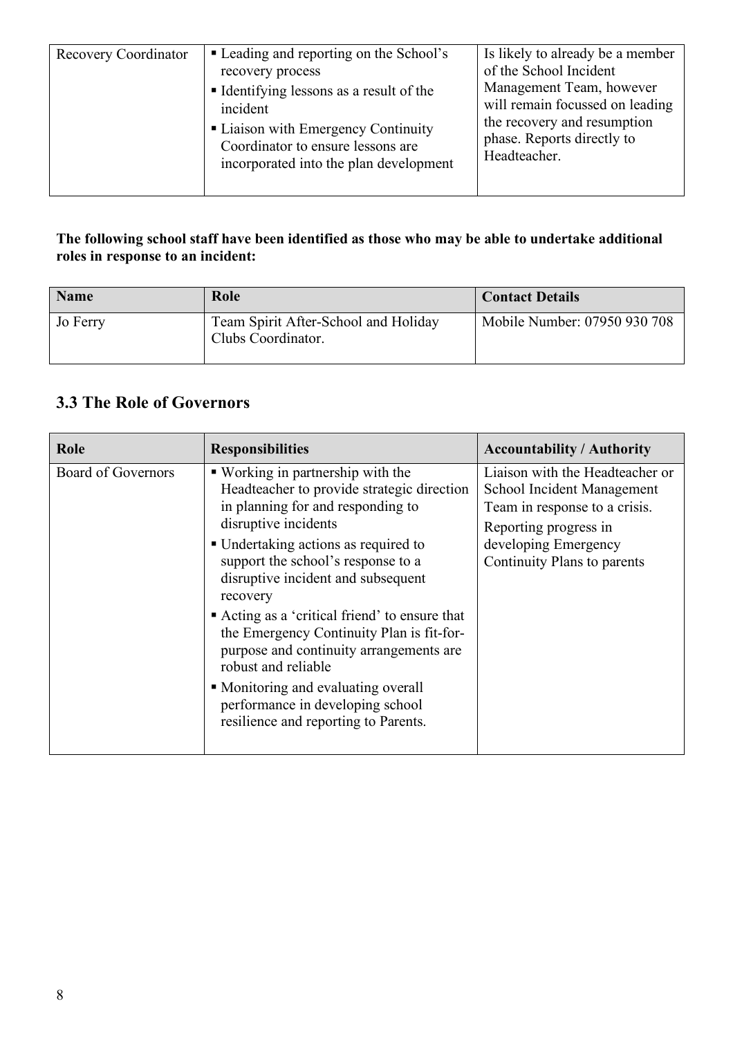| Recovery Coordinator | ▪ Leading and reporting on the School's recovery process<br>▪ Identifying lessons as a result of the incident<br>▪ Liaison with Emergency Continuity Coordinator to ensure lessons are incorporated into the plan development | Is likely to already be a member of the School Incident Management Team, however will remain focussed on leading the recovery and resumption phase. Reports directly to Headteacher. |
|---|---|---|

**The following school staff have been identified as those who may be able to undertake additional roles in response to an incident:**

| Name | Role | Contact Details |
|---|---|---|
| Jo Ferry | Team Spirit After-School and Holiday Clubs Coordinator. | Mobile Number: 07950 930 708 |

## 3.3 The Role of Governors

| Role | Responsibilities | Accountability / Authority |
|---|---|---|
| Board of Governors | ▪ Working in partnership with the Headteacher to provide strategic direction in planning for and responding to disruptive incidents<br>▪ Undertaking actions as required to support the school's response to a disruptive incident and subsequent recovery<br>▪ Acting as a 'critical friend' to ensure that the Emergency Continuity Plan is fit-for-purpose and continuity arrangements are robust and reliable<br>▪ Monitoring and evaluating overall performance in developing school resilience and reporting to Parents. | Liaison with the Headteacher or School Incident Management Team in response to a crisis.<br>Reporting progress in developing Emergency Continuity Plans to parents |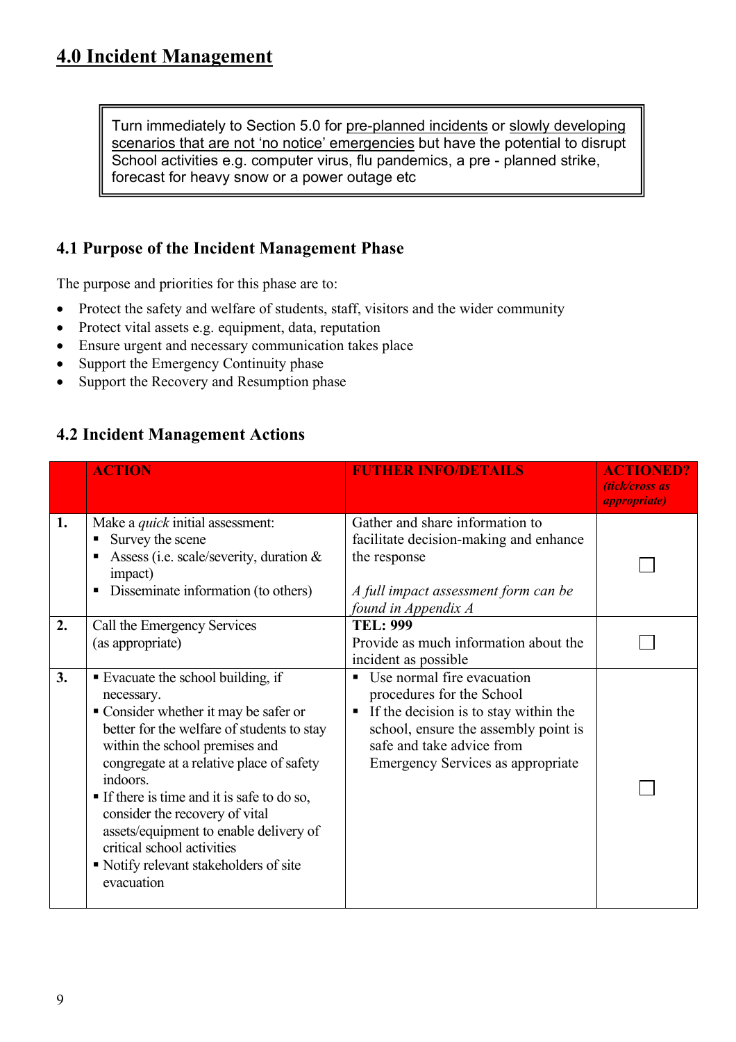# 4.0 Incident Management

> Turn immediately to Section 5.0 for pre-planned incidents or slowly developing scenarios that are not 'no notice' emergencies but have the potential to disrupt School activities e.g. computer virus, flu pandemics, a pre - planned strike, forecast for heavy snow or a power outage etc

## 4.1 Purpose of the Incident Management Phase

The purpose and priorities for this phase are to:

- Protect the safety and welfare of students, staff, visitors and the wider community
- Protect vital assets e.g. equipment, data, reputation
- Ensure urgent and necessary communication takes place
- Support the Emergency Continuity phase
- Support the Recovery and Resumption phase

## 4.2 Incident Management Actions

| | ACTION | FUTHER INFO/DETAILS | ACTIONED? *(tick/cross as appropriate)* |
|---|---|---|---|
| **1.** | Make a *quick* initial assessment:<br>▪ Survey the scene<br>▪ Assess (i.e. scale/severity, duration & impact)<br>▪ Disseminate information (to others) | Gather and share information to facilitate decision-making and enhance the response<br><br>*A full impact assessment form can be found in Appendix A* | ☐ |
| **2.** | Call the Emergency Services (as appropriate) | **TEL: 999**<br>Provide as much information about the incident as possible | ☐ |
| **3.** | ▪ Evacuate the school building, if necessary.<br>▪ Consider whether it may be safer or better for the welfare of students to stay within the school premises and congregate at a relative place of safety indoors.<br>▪ If there is time and it is safe to do so, consider the recovery of vital assets/equipment to enable delivery of critical school activities<br>▪ Notify relevant stakeholders of site evacuation | ▪ Use normal fire evacuation procedures for the School<br>▪ If the decision is to stay within the school, ensure the assembly point is safe and take advice from Emergency Services as appropriate | ☐ |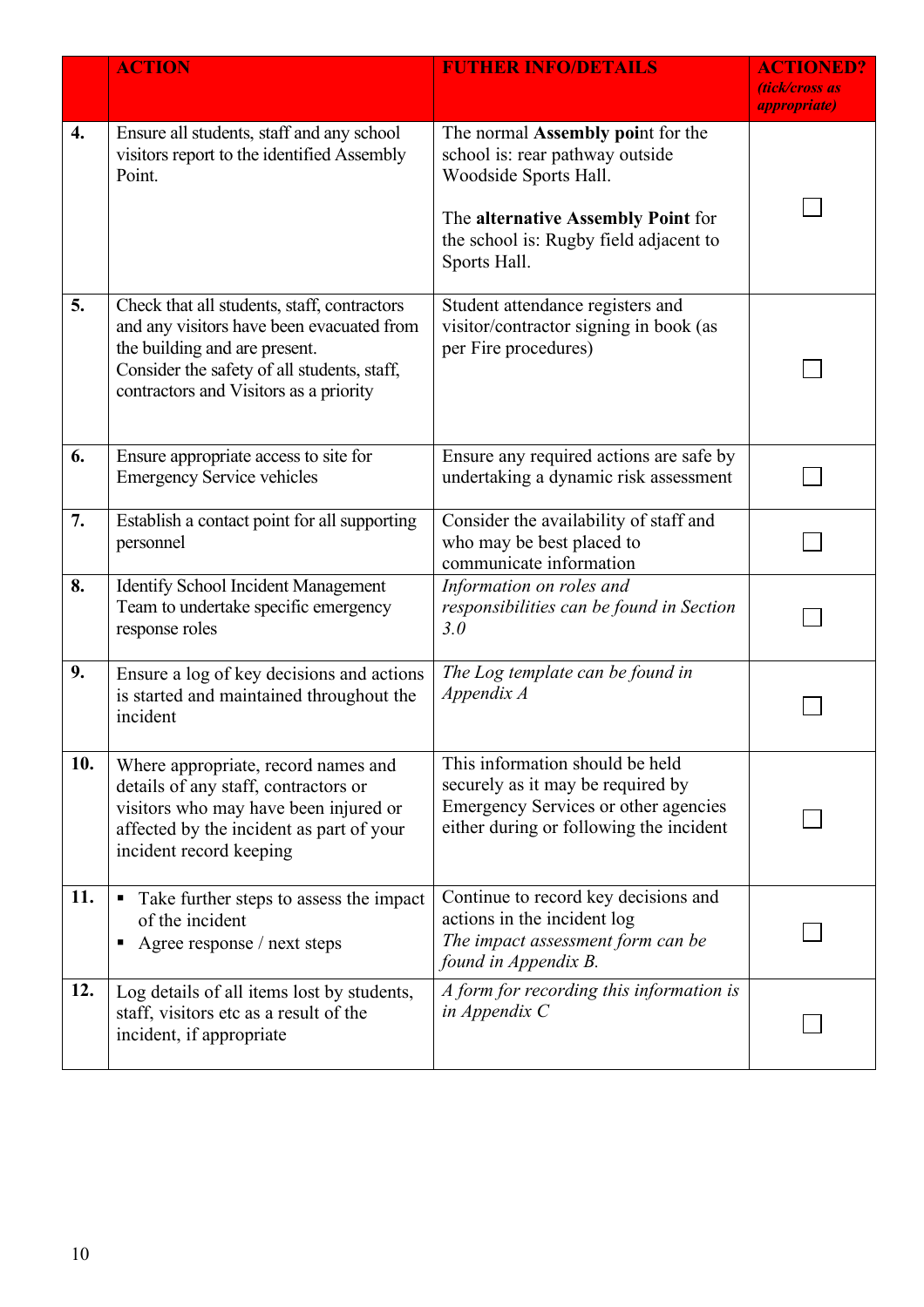|  | **ACTION** | **FUTHER INFO/DETAILS** | **ACTIONED?** *(tick/cross as appropriate)* |
|---|---|---|---|
| **4.** | Ensure all students, staff and any school visitors report to the identified Assembly Point. | The normal **Assembly poi**nt for the school is: rear pathway outside Woodside Sports Hall.<br><br>The **alternative Assembly Point** for the school is: Rugby field adjacent to Sports Hall. | ☐ |
| **5.** | Check that all students, staff, contractors and any visitors have been evacuated from the building and are present.<br>Consider the safety of all students, staff, contractors and Visitors as a priority | Student attendance registers and visitor/contractor signing in book (as per Fire procedures) | ☐ |
| **6.** | Ensure appropriate access to site for Emergency Service vehicles | Ensure any required actions are safe by undertaking a dynamic risk assessment | ☐ |
| **7.** | Establish a contact point for all supporting personnel | Consider the availability of staff and who may be best placed to communicate information | ☐ |
| **8.** | Identify School Incident Management Team to undertake specific emergency response roles | *Information on roles and responsibilities can be found in Section 3.0* | ☐ |
| **9.** | Ensure a log of key decisions and actions is started and maintained throughout the incident | *The Log template can be found in Appendix A* | ☐ |
| **10.** | Where appropriate, record names and details of any staff, contractors or visitors who may have been injured or affected by the incident as part of your incident record keeping | This information should be held securely as it may be required by Emergency Services or other agencies either during or following the incident | ☐ |
| **11.** | ▪ Take further steps to assess the impact of the incident<br>▪ Agree response / next steps | Continue to record key decisions and actions in the incident log<br>*The impact assessment form can be found in Appendix B.* | ☐ |
| **12.** | Log details of all items lost by students, staff, visitors etc as a result of the incident, if appropriate | *A form for recording this information is in Appendix C* | ☐ |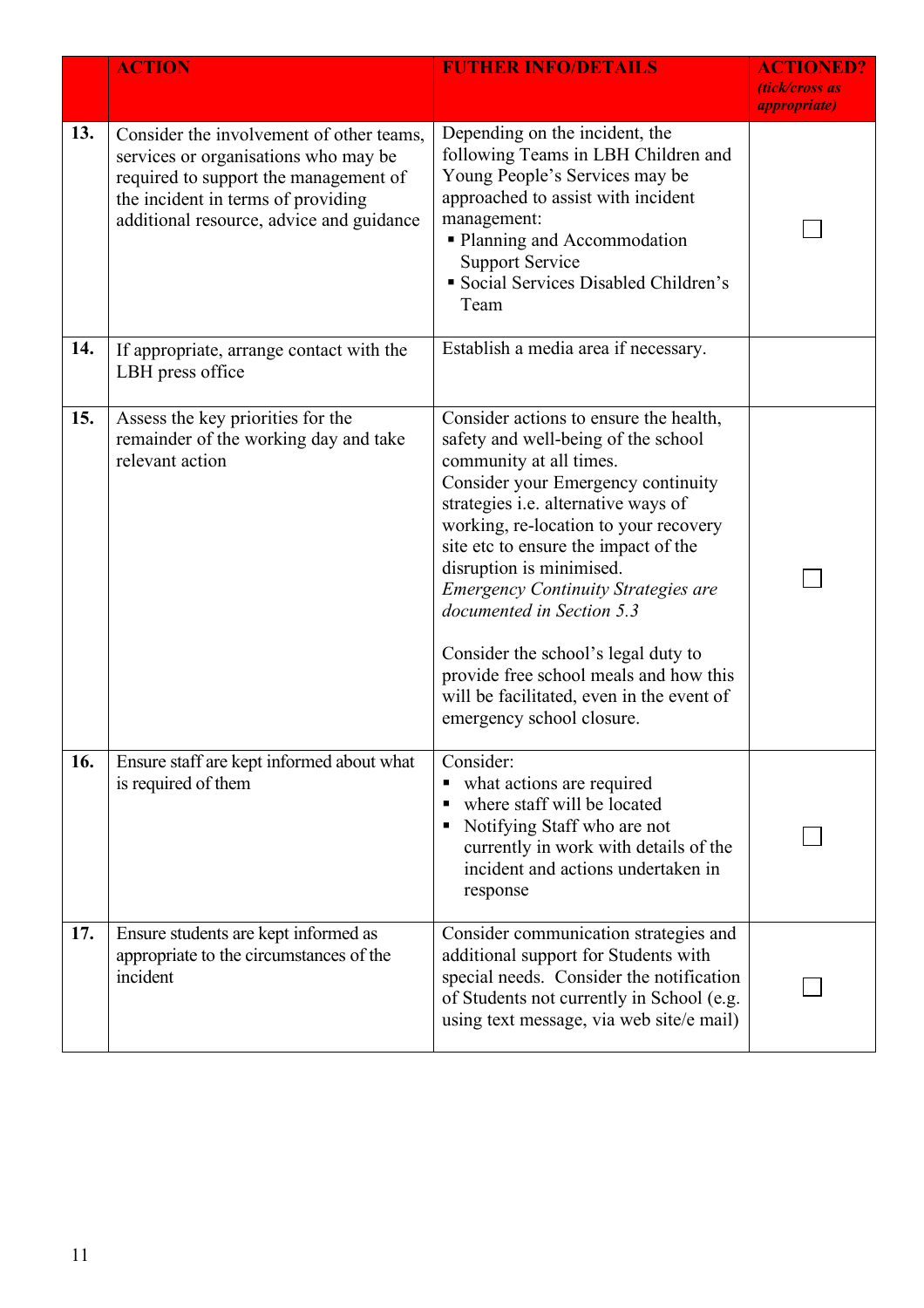| | ACTION | FUTHER INFO/DETAILS | ACTIONED? *(tick/cross as appropriate)* |
|---|---|---|---|
| **13.** | Consider the involvement of other teams, services or organisations who may be required to support the management of the incident in terms of providing additional resource, advice and guidance | Depending on the incident, the following Teams in LBH Children and Young People's Services may be approached to assist with incident management:<br>▪ Planning and Accommodation Support Service<br>▪ Social Services Disabled Children's Team | ☐ |
| **14.** | If appropriate, arrange contact with the LBH press office | Establish a media area if necessary. | |
| **15.** | Assess the key priorities for the remainder of the working day and take relevant action | Consider actions to ensure the health, safety and well-being of the school community at all times.<br>Consider your Emergency continuity strategies i.e. alternative ways of working, re-location to your recovery site etc to ensure the impact of the disruption is minimised.<br>*Emergency Continuity Strategies are documented in Section 5.3*<br><br>Consider the school's legal duty to provide free school meals and how this will be facilitated, even in the event of emergency school closure. | ☐ |
| **16.** | Ensure staff are kept informed about what is required of them | Consider:<br>▪ what actions are required<br>▪ where staff will be located<br>▪ Notifying Staff who are not currently in work with details of the incident and actions undertaken in response | ☐ |
| **17.** | Ensure students are kept informed as appropriate to the circumstances of the incident | Consider communication strategies and additional support for Students with special needs. Consider the notification of Students not currently in School (e.g. using text message, via web site/e mail) | ☐ |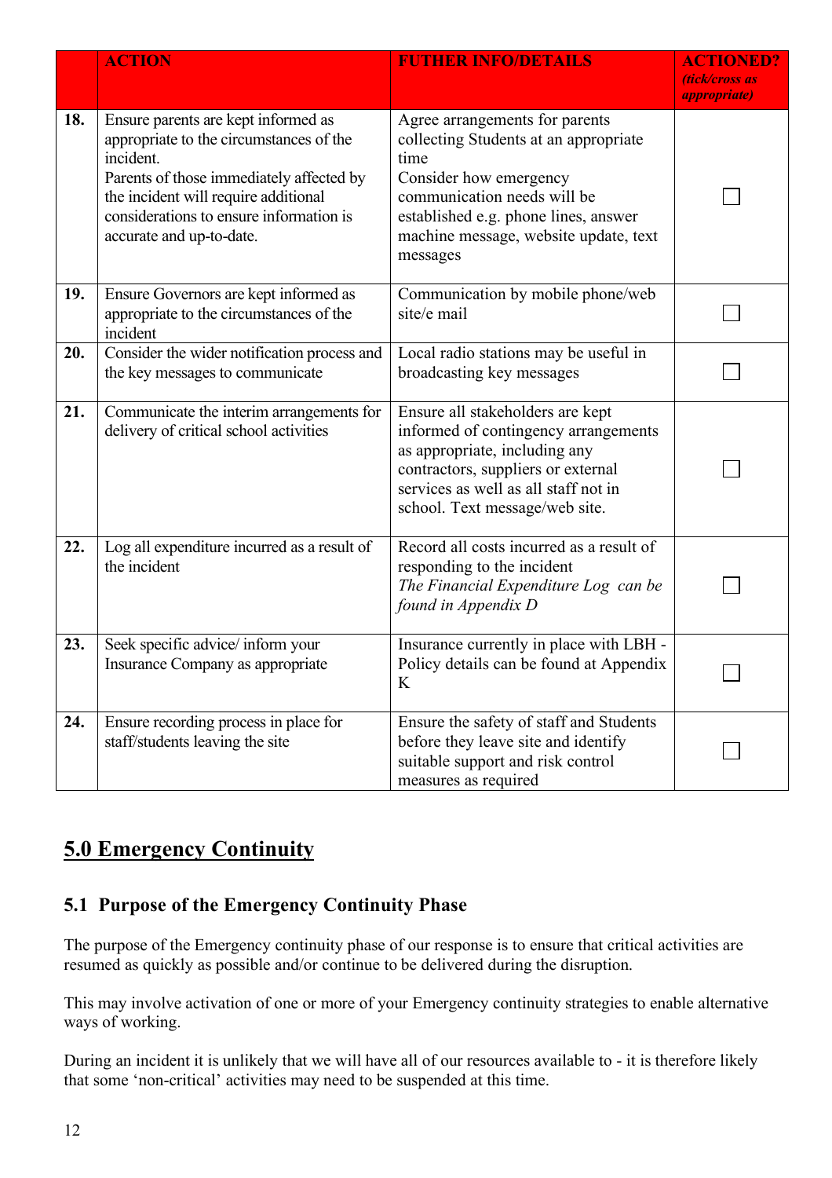|  | ACTION | FUTHER INFO/DETAILS | ACTIONED? *(tick/cross as appropriate)* |
|---|---|---|---|
| **18.** | Ensure parents are kept informed as appropriate to the circumstances of the incident.<br>Parents of those immediately affected by the incident will require additional considerations to ensure information is accurate and up-to-date. | Agree arrangements for parents collecting Students at an appropriate time<br>Consider how emergency communication needs will be established e.g. phone lines, answer machine message, website update, text messages | ☐ |
| **19.** | Ensure Governors are kept informed as appropriate to the circumstances of the incident | Communication by mobile phone/web site/e mail | ☐ |
| **20.** | Consider the wider notification process and the key messages to communicate | Local radio stations may be useful in broadcasting key messages | ☐ |
| **21.** | Communicate the interim arrangements for delivery of critical school activities | Ensure all stakeholders are kept informed of contingency arrangements as appropriate, including any contractors, suppliers or external services as well as all staff not in school. Text message/web site. | ☐ |
| **22.** | Log all expenditure incurred as a result of the incident | Record all costs incurred as a result of responding to the incident<br>*The Financial Expenditure Log can be found in Appendix D* | ☐ |
| **23.** | Seek specific advice/ inform your Insurance Company as appropriate | Insurance currently in place with LBH - Policy details can be found at Appendix K | ☐ |
| **24.** | Ensure recording process in place for staff/students leaving the site | Ensure the safety of staff and Students before they leave site and identify suitable support and risk control measures as required | ☐ |

# 5.0 Emergency Continuity

## 5.1 Purpose of the Emergency Continuity Phase

The purpose of the Emergency continuity phase of our response is to ensure that critical activities are resumed as quickly as possible and/or continue to be delivered during the disruption.

This may involve activation of one or more of your Emergency continuity strategies to enable alternative ways of working.

During an incident it is unlikely that we will have all of our resources available to - it is therefore likely that some 'non-critical' activities may need to be suspended at this time.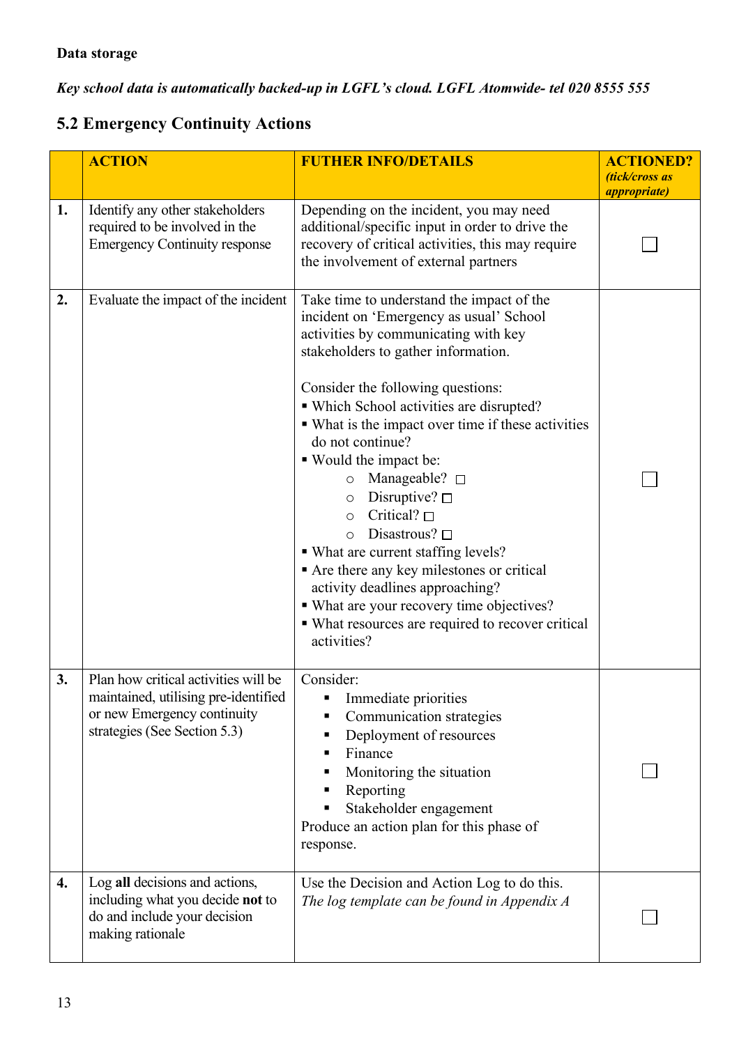**Data storage**

***Key school data is automatically backed-up in LGFL's cloud. LGFL Atomwide- tel 020 8555 555***

## 5.2 Emergency Continuity Actions

| | ACTION | FUTHER INFO/DETAILS | ACTIONED? *(tick/cross as appropriate)* |
|---|---|---|---|
| **1.** | Identify any other stakeholders required to be involved in the Emergency Continuity response | Depending on the incident, you may need additional/specific input in order to drive the recovery of critical activities, this may require the involvement of external partners | ☐ |
| **2.** | Evaluate the impact of the incident | Take time to understand the impact of the incident on 'Emergency as usual' School activities by communicating with key stakeholders to gather information.<br><br>Consider the following questions:<br>▪ Which School activities are disrupted?<br>▪ What is the impact over time if these activities do not continue?<br>▪ Would the impact be:<br>○ Manageable? ☐<br>○ Disruptive? ☐<br>○ Critical? ☐<br>○ Disastrous? ☐<br>▪ What are current staffing levels?<br>▪ Are there any key milestones or critical activity deadlines approaching?<br>▪ What are your recovery time objectives?<br>▪ What resources are required to recover critical activities? | ☐ |
| **3.** | Plan how critical activities will be maintained, utilising pre-identified or new Emergency continuity strategies (See Section 5.3) | Consider:<br>▪ Immediate priorities<br>▪ Communication strategies<br>▪ Deployment of resources<br>▪ Finance<br>▪ Monitoring the situation<br>▪ Reporting<br>▪ Stakeholder engagement<br>Produce an action plan for this phase of response. | ☐ |
| **4.** | Log **all** decisions and actions, including what you decide **not** to do and include your decision making rationale | Use the Decision and Action Log to do this.<br>*The log template can be found in Appendix A* | ☐ |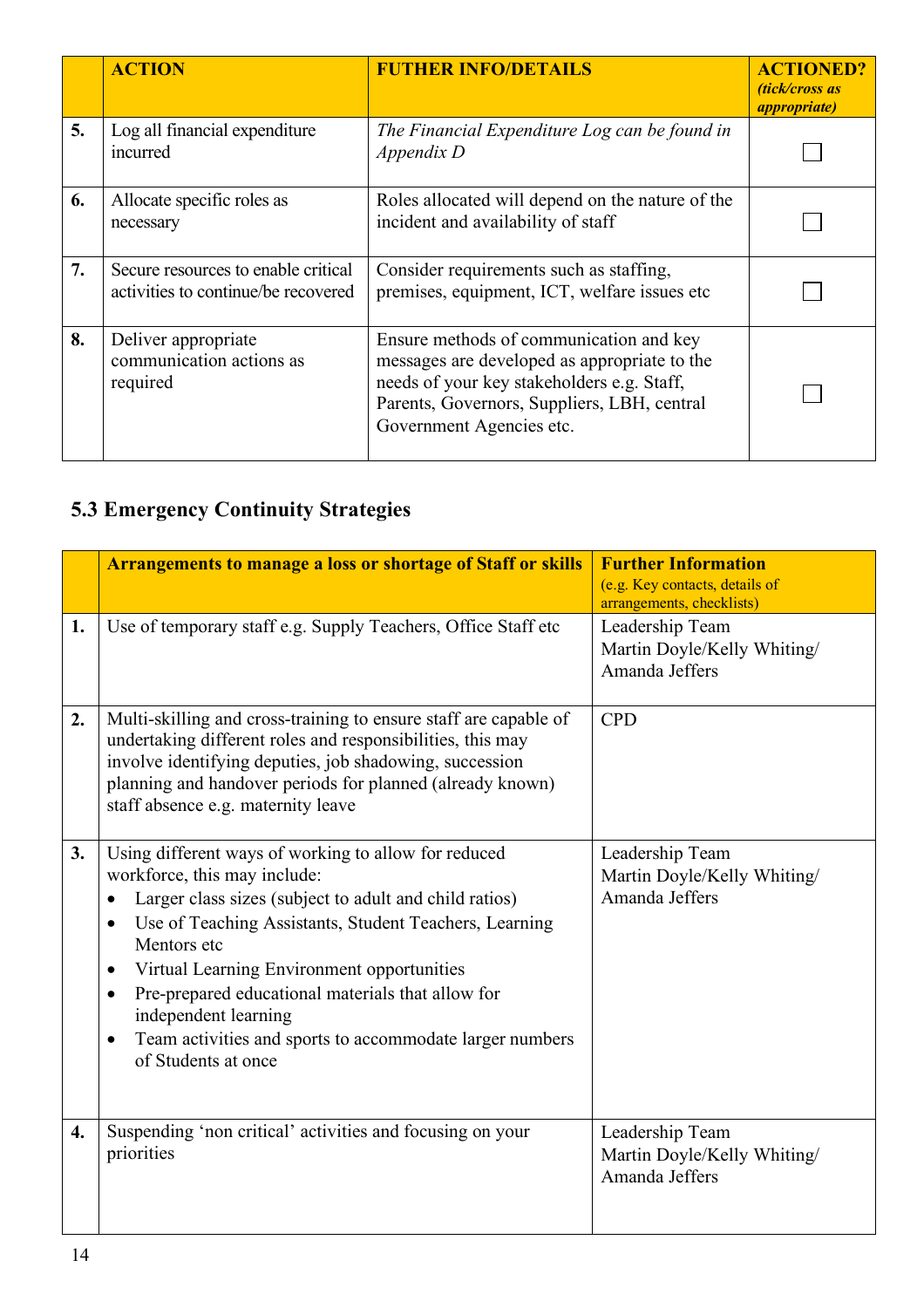| | ACTION | FUTHER INFO/DETAILS | ACTIONED? *(tick/cross as appropriate)* |
|---|---|---|---|
| **5.** | Log all financial expenditure incurred | *The Financial Expenditure Log can be found in Appendix D* | ☐ |
| **6.** | Allocate specific roles as necessary | Roles allocated will depend on the nature of the incident and availability of staff | ☐ |
| **7.** | Secure resources to enable critical activities to continue/be recovered | Consider requirements such as staffing, premises, equipment, ICT, welfare issues etc | ☐ |
| **8.** | Deliver appropriate communication actions as required | Ensure methods of communication and key messages are developed as appropriate to the needs of your key stakeholders e.g. Staff, Parents, Governors, Suppliers, LBH, central Government Agencies etc. | ☐ |

## 5.3 Emergency Continuity Strategies

| | Arrangements to manage a loss or shortage of Staff or skills | Further Information (e.g. Key contacts, details of arrangements, checklists) |
|---|---|---|
| **1.** | Use of temporary staff e.g. Supply Teachers, Office Staff etc | Leadership Team Martin Doyle/Kelly Whiting/ Amanda Jeffers |
| **2.** | Multi-skilling and cross-training to ensure staff are capable of undertaking different roles and responsibilities, this may involve identifying deputies, job shadowing, succession planning and handover periods for planned (already known) staff absence e.g. maternity leave | CPD |
| **3.** | Using different ways of working to allow for reduced workforce, this may include:<br>• Larger class sizes (subject to adult and child ratios)<br>• Use of Teaching Assistants, Student Teachers, Learning Mentors etc<br>• Virtual Learning Environment opportunities<br>• Pre-prepared educational materials that allow for independent learning<br>• Team activities and sports to accommodate larger numbers of Students at once | Leadership Team Martin Doyle/Kelly Whiting/ Amanda Jeffers |
| **4.** | Suspending 'non critical' activities and focusing on your priorities | Leadership Team Martin Doyle/Kelly Whiting/ Amanda Jeffers |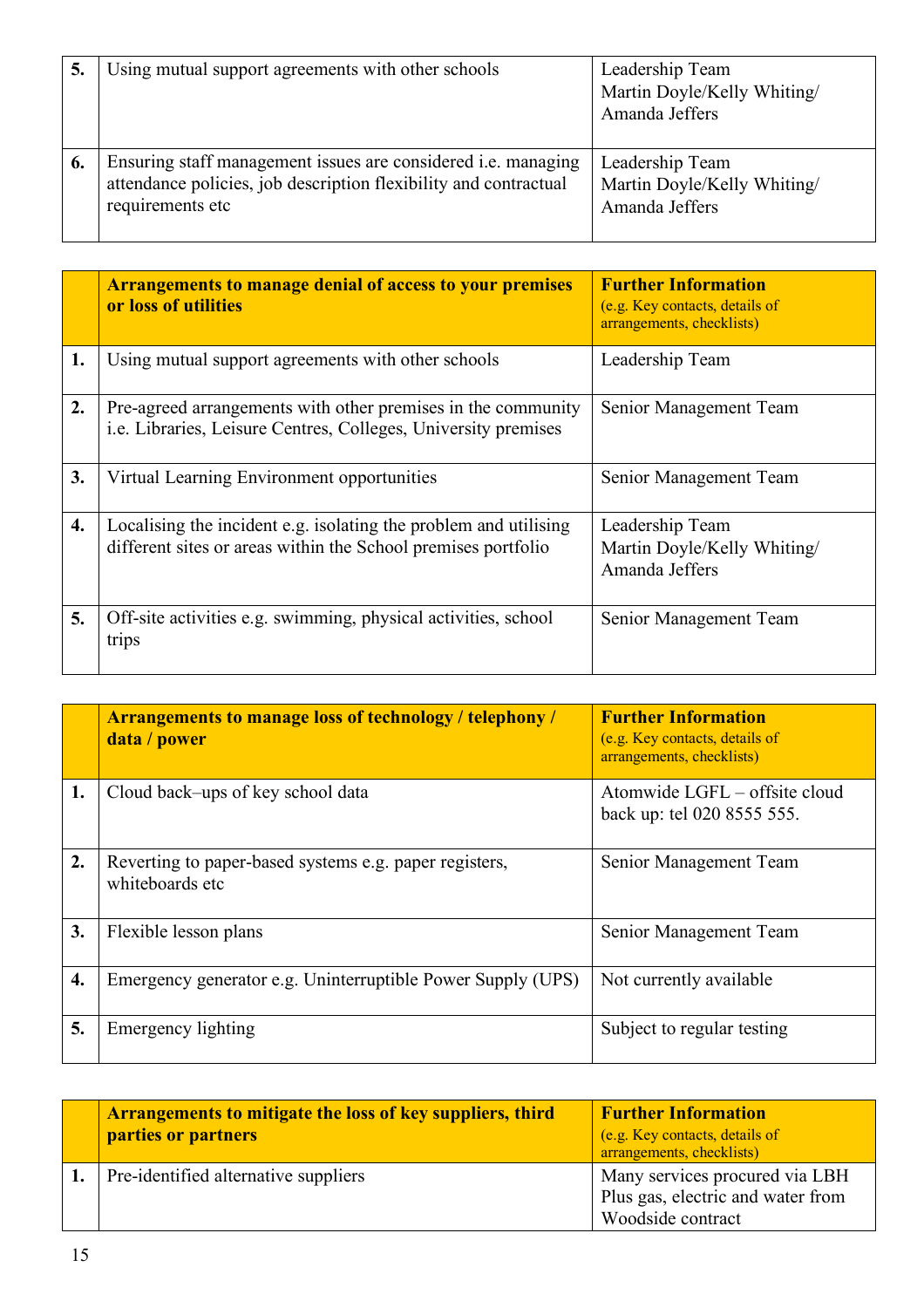| | | |
|---|---|---|
| **5.** | Using mutual support agreements with other schools | Leadership Team<br>Martin Doyle/Kelly Whiting/<br>Amanda Jeffers |
| **6.** | Ensuring staff management issues are considered i.e. managing attendance policies, job description flexibility and contractual requirements etc | Leadership Team<br>Martin Doyle/Kelly Whiting/<br>Amanda Jeffers |

| | **Arrangements to manage denial of access to your premises or loss of utilities** | **Further Information**<br>(e.g. Key contacts, details of arrangements, checklists) |
|---|---|---|
| **1.** | Using mutual support agreements with other schools | Leadership Team |
| **2.** | Pre-agreed arrangements with other premises in the community i.e. Libraries, Leisure Centres, Colleges, University premises | Senior Management Team |
| **3.** | Virtual Learning Environment opportunities | Senior Management Team |
| **4.** | Localising the incident e.g. isolating the problem and utilising different sites or areas within the School premises portfolio | Leadership Team<br>Martin Doyle/Kelly Whiting/<br>Amanda Jeffers |
| **5.** | Off-site activities e.g. swimming, physical activities, school trips | Senior Management Team |

| | **Arrangements to manage loss of technology / telephony / data / power** | **Further Information**<br>(e.g. Key contacts, details of arrangements, checklists) |
|---|---|---|
| **1.** | Cloud back–ups of key school data | Atomwide LGFL – offsite cloud back up: tel 020 8555 555. |
| **2.** | Reverting to paper-based systems e.g. paper registers, whiteboards etc | Senior Management Team |
| **3.** | Flexible lesson plans | Senior Management Team |
| **4.** | Emergency generator e.g. Uninterruptible Power Supply (UPS) | Not currently available |
| **5.** | Emergency lighting | Subject to regular testing |

| | **Arrangements to mitigate the loss of key suppliers, third parties or partners** | **Further Information**<br>(e.g. Key contacts, details of arrangements, checklists) |
|---|---|---|
| **1.** | Pre-identified alternative suppliers | Many services procured via LBH Plus gas, electric and water from Woodside contract |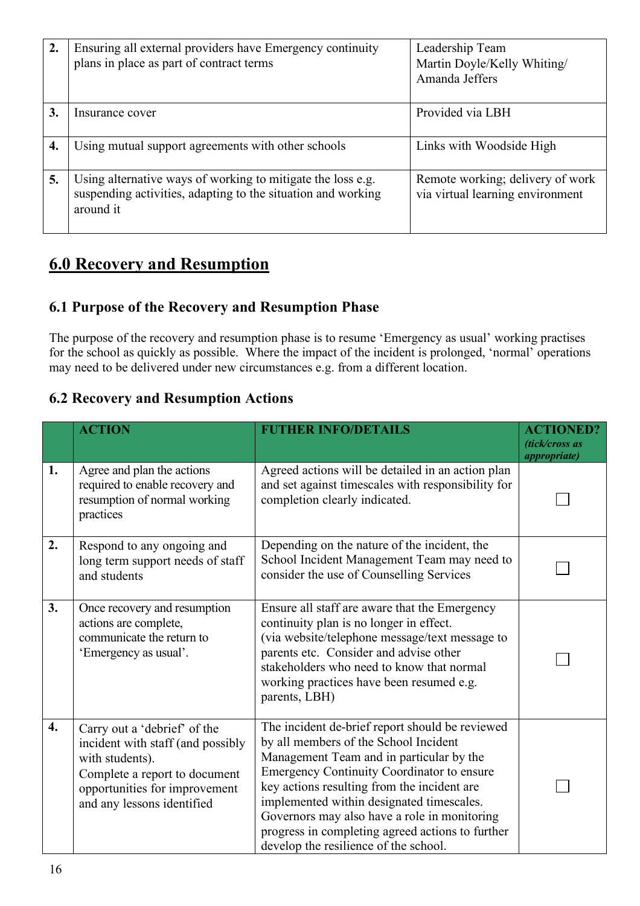| | | |
|---|---|---|
| **2.** | Ensuring all external providers have Emergency continuity plans in place as part of contract terms | Leadership Team<br>Martin Doyle/Kelly Whiting/<br>Amanda Jeffers |
| **3.** | Insurance cover | Provided via LBH |
| **4.** | Using mutual support agreements with other schools | Links with Woodside High |
| **5.** | Using alternative ways of working to mitigate the loss e.g. suspending activities, adapting to the situation and working around it | Remote working; delivery of work via virtual learning environment |

## 6.0 Recovery and Resumption

### 6.1 Purpose of the Recovery and Resumption Phase

The purpose of the recovery and resumption phase is to resume 'Emergency as usual' working practises for the school as quickly as possible. Where the impact of the incident is prolonged, 'normal' operations may need to be delivered under new circumstances e.g. from a different location.

### 6.2 Recovery and Resumption Actions

| | **ACTION** | **FUTHER INFO/DETAILS** | **ACTIONED?** *(tick/cross as appropriate)* |
|---|---|---|---|
| **1.** | Agree and plan the actions required to enable recovery and resumption of normal working practices | Agreed actions will be detailed in an action plan and set against timescales with responsibility for completion clearly indicated. | ☐ |
| **2.** | Respond to any ongoing and long term support needs of staff and students | Depending on the nature of the incident, the School Incident Management Team may need to consider the use of Counselling Services | ☐ |
| **3.** | Once recovery and resumption actions are complete, communicate the return to 'Emergency as usual'. | Ensure all staff are aware that the Emergency continuity plan is no longer in effect.<br>(via website/telephone message/text message to parents etc. Consider and advise other stakeholders who need to know that normal working practices have been resumed e.g. parents, LBH) | ☐ |
| **4.** | Carry out a 'debrief' of the incident with staff (and possibly with students).<br>Complete a report to document opportunities for improvement and any lessons identified | The incident de-brief report should be reviewed by all members of the School Incident Management Team and in particular by the Emergency Continuity Coordinator to ensure key actions resulting from the incident are implemented within designated timescales. Governors may also have a role in monitoring progress in completing agreed actions to further develop the resilience of the school. | ☐ |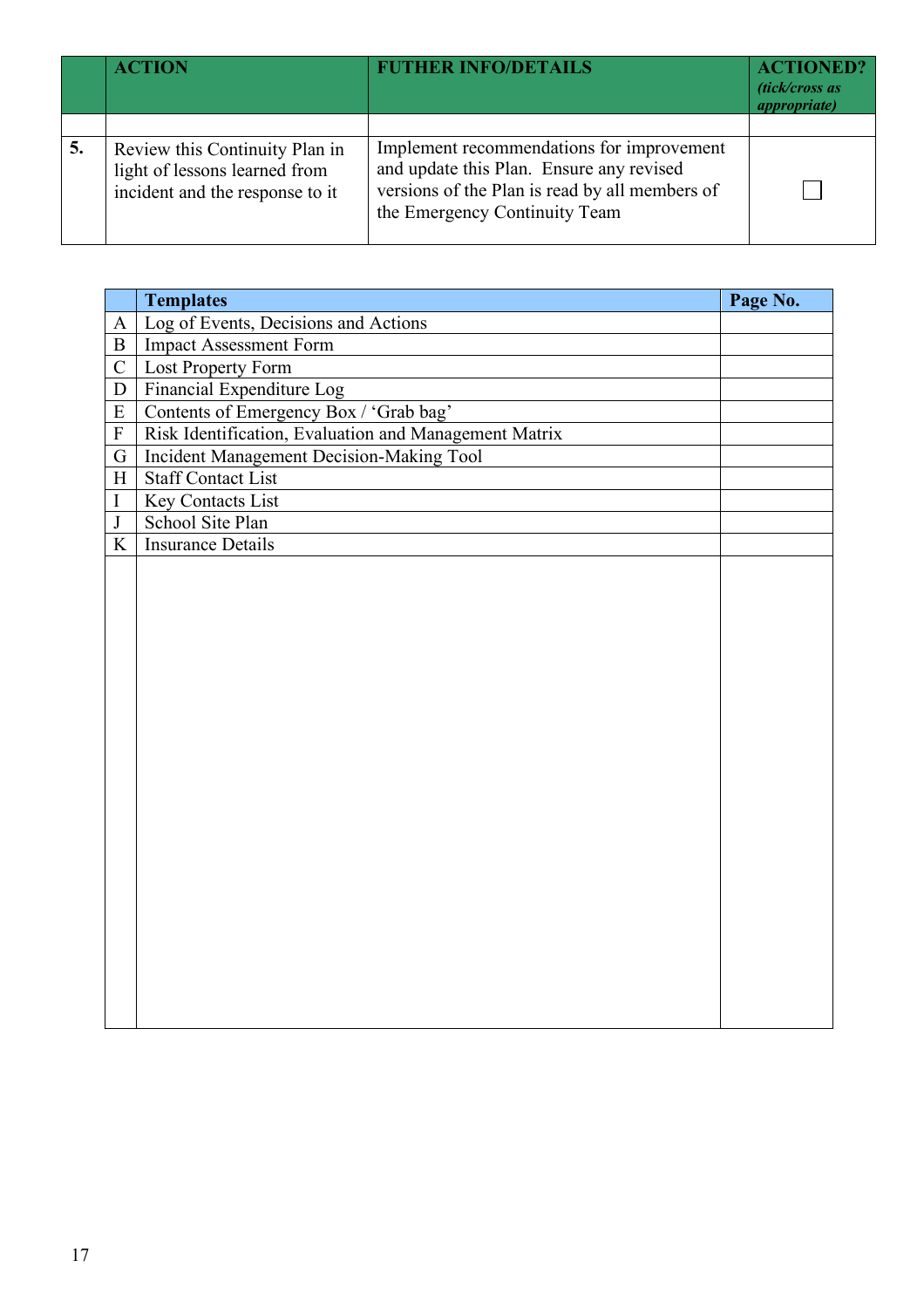| | ACTION | FUTHER INFO/DETAILS | ACTIONED? *(tick/cross as appropriate)* |
|---|---|---|---|
| | | | |
| **5.** | Review this Continuity Plan in light of lessons learned from incident and the response to it | Implement recommendations for improvement and update this Plan. Ensure any revised versions of the Plan is read by all members of the Emergency Continuity Team | ☐ |

| | Templates | Page No. |
|---|---|---|
| A | Log of Events, Decisions and Actions | |
| B | Impact Assessment Form | |
| C | Lost Property Form | |
| D | Financial Expenditure Log | |
| E | Contents of Emergency Box / 'Grab bag' | |
| F | Risk Identification, Evaluation and Management Matrix | |
| G | Incident Management Decision-Making Tool | |
| H | Staff Contact List | |
| I | Key Contacts List | |
| J | School Site Plan | |
| K | Insurance Details | |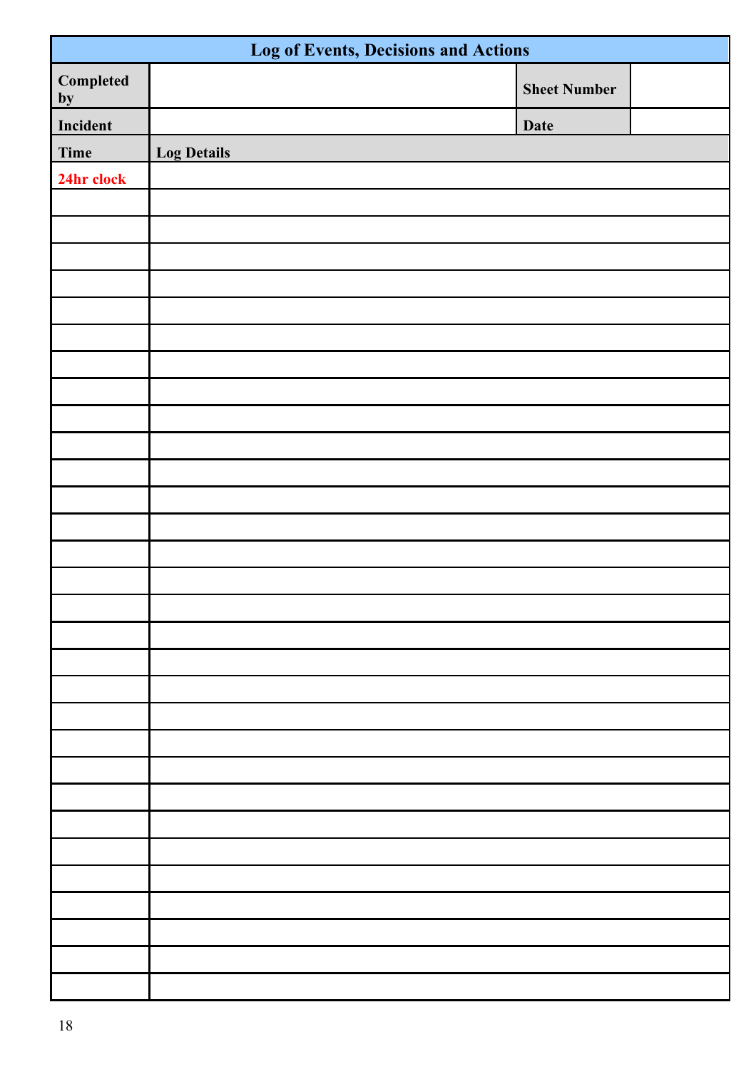| Log of Events, Decisions and Actions | | | |
|---|---|---|---|
| **Completed by** | | **Sheet Number** | |
| **Incident** | | **Date** | |

| **Time** | **Log Details** |
|---|---|
| **24hr clock** | |
| | |
| | |
| | |
| | |
| | |
| | |
| | |
| | |
| | |
| | |
| | |
| | |
| | |
| | |
| | |
| | |
| | |
| | |
| | |
| | |
| | |
| | |
| | |
| | |
| | |
| | |
| | |
| | |
| | |
| | |
| | |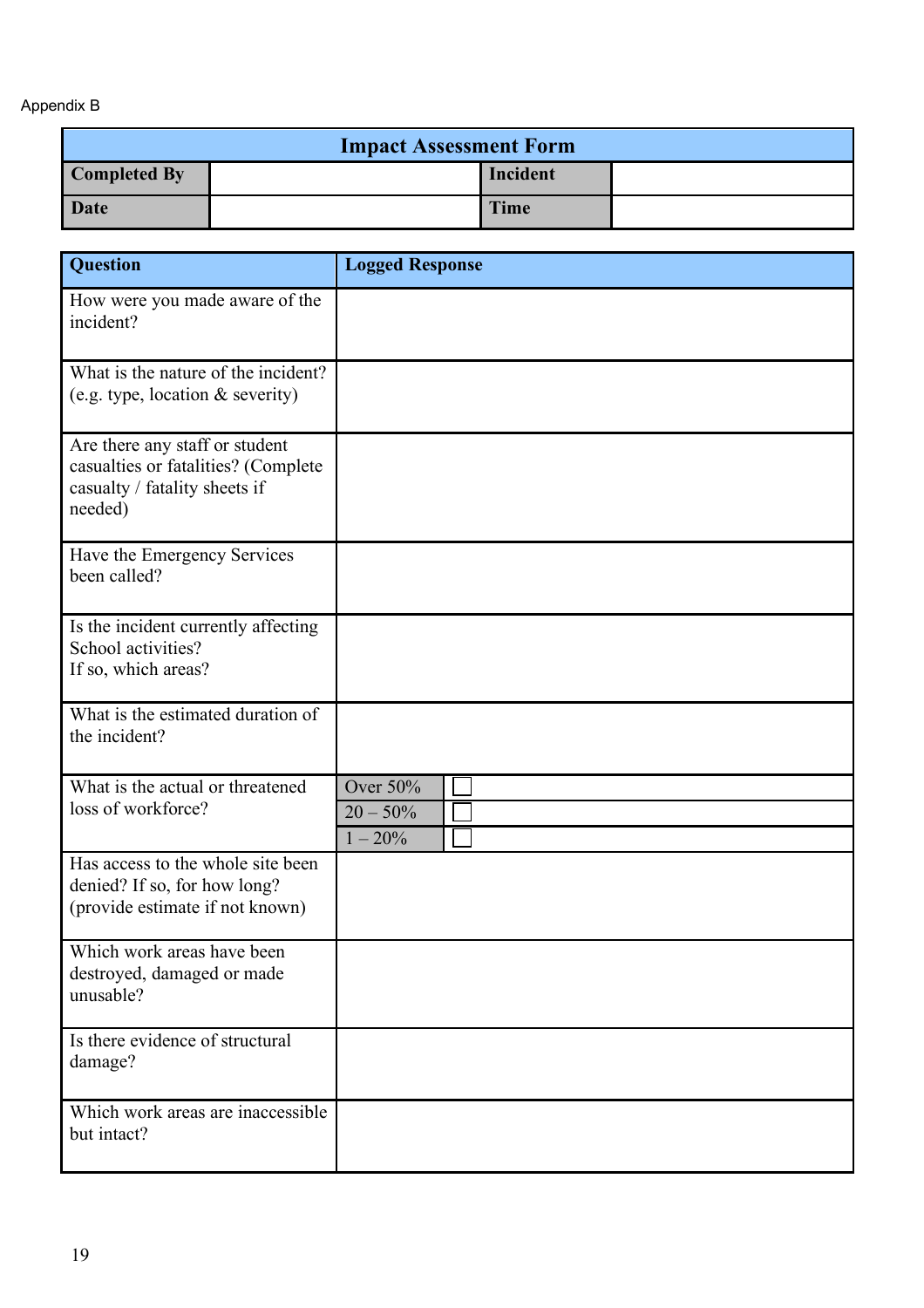Appendix B

| Impact Assessment Form | | | |
|---|---|---|---|
| **Completed By** | | **Incident** | |
| **Date** | | **Time** | |

| **Question** | **Logged Response** | |
|---|---|---|
| How were you made aware of the incident? | | |
| What is the nature of the incident? (e.g. type, location & severity) | | |
| Are there any staff or student casualties or fatalities? (Complete casualty / fatality sheets if needed) | | |
| Have the Emergency Services been called? | | |
| Is the incident currently affecting School activities? If so, which areas? | | |
| What is the estimated duration of the incident? | | |
| What is the actual or threatened loss of workforce? | Over 50% | ☐ |
| | 20 – 50% | ☐ |
| | 1 – 20% | ☐ |
| Has access to the whole site been denied? If so, for how long? (provide estimate if not known) | | |
| Which work areas have been destroyed, damaged or made unusable? | | |
| Is there evidence of structural damage? | | |
| Which work areas are inaccessible but intact? | | |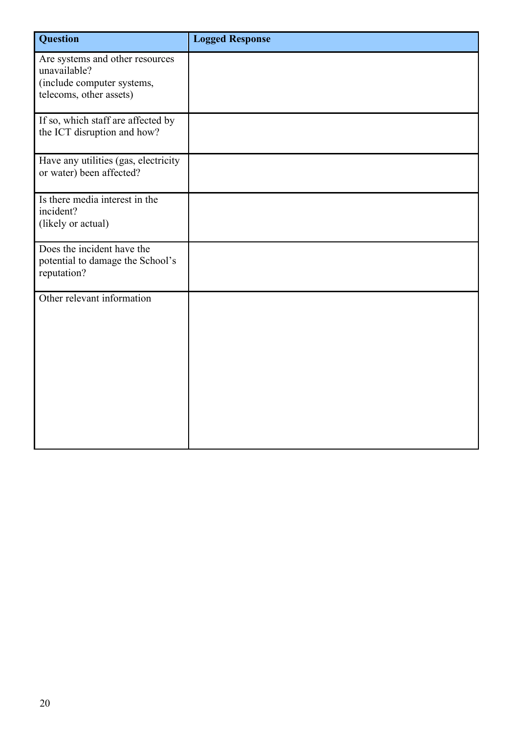| Question | Logged Response |
|---|---|
| Are systems and other resources unavailable?<br>(include computer systems, telecoms, other assets) | |
| If so, which staff are affected by the ICT disruption and how? | |
| Have any utilities (gas, electricity or water) been affected? | |
| Is there media interest in the incident?<br>(likely or actual) | |
| Does the incident have the potential to damage the School's reputation? | |
| Other relevant information | |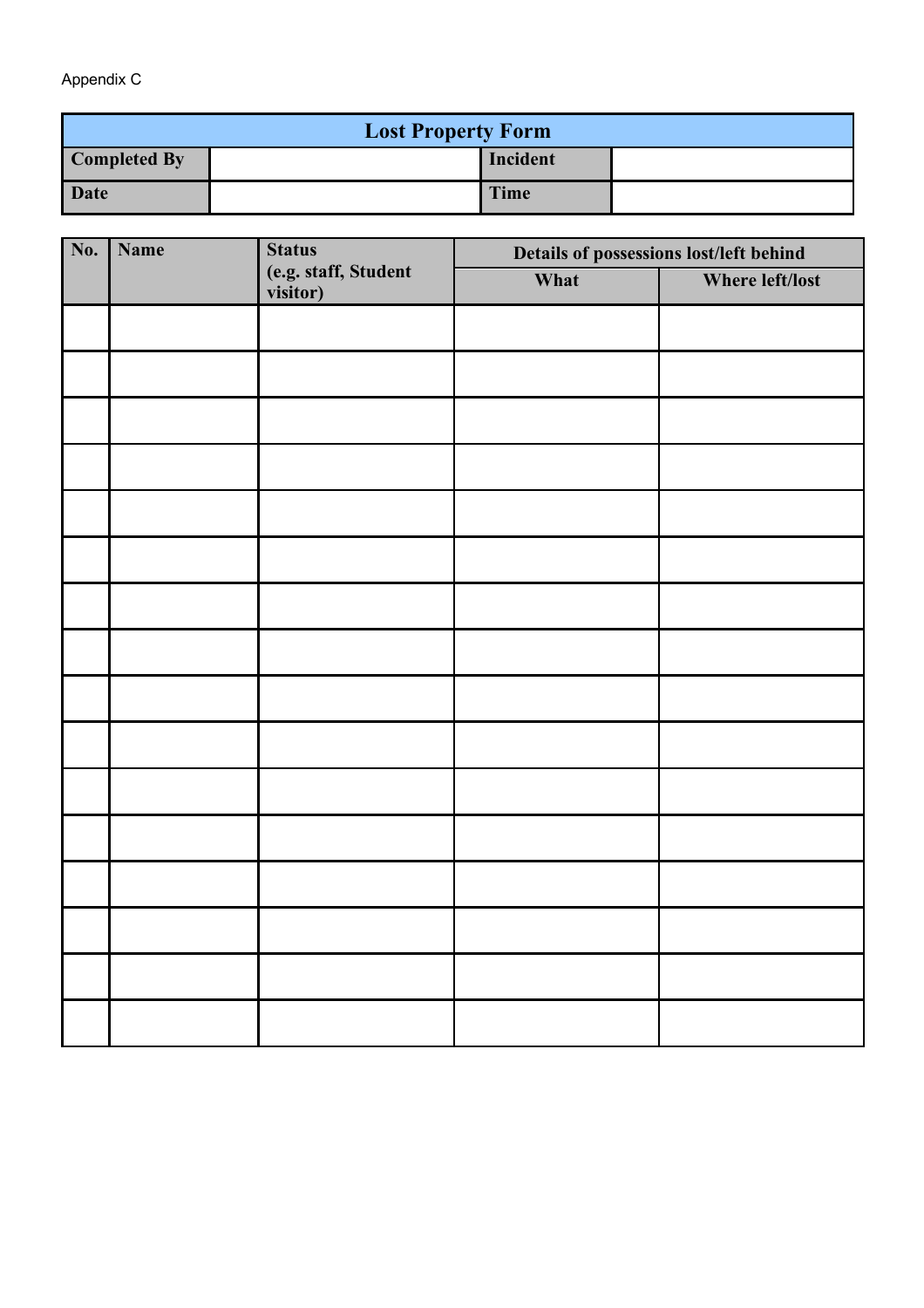Appendix C

| Lost Property Form | | | |
|---|---|---|---|
| **Completed By** | | **Incident** | |
| **Date** | | **Time** | |

| No. | Name | Status (e.g. staff, Student visitor) | Details of possessions lost/left behind | |
|---|---|---|---|---|
| | | | **What** | **Where left/lost** |
| | | | | |
| | | | | |
| | | | | |
| | | | | |
| | | | | |
| | | | | |
| | | | | |
| | | | | |
| | | | | |
| | | | | |
| | | | | |
| | | | | |
| | | | | |
| | | | | |
| | | | | |
| | | | | |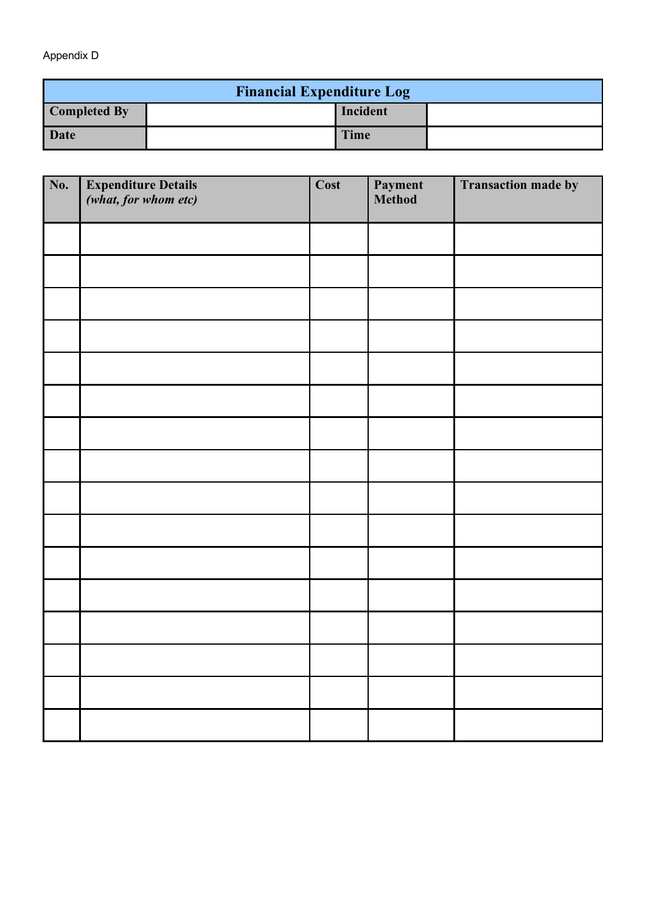Appendix D

| Financial Expenditure Log | | | |
|---|---|---|---|
| **Completed By** | | **Incident** | |
| **Date** | | **Time** | |

| **No.** | **Expenditure Details** *(what, for whom etc)* | **Cost** | **Payment Method** | **Transaction made by** |
|---|---|---|---|---|
| | | | | |
| | | | | |
| | | | | |
| | | | | |
| | | | | |
| | | | | |
| | | | | |
| | | | | |
| | | | | |
| | | | | |
| | | | | |
| | | | | |
| | | | | |
| | | | | |
| | | | | |
| | | | | |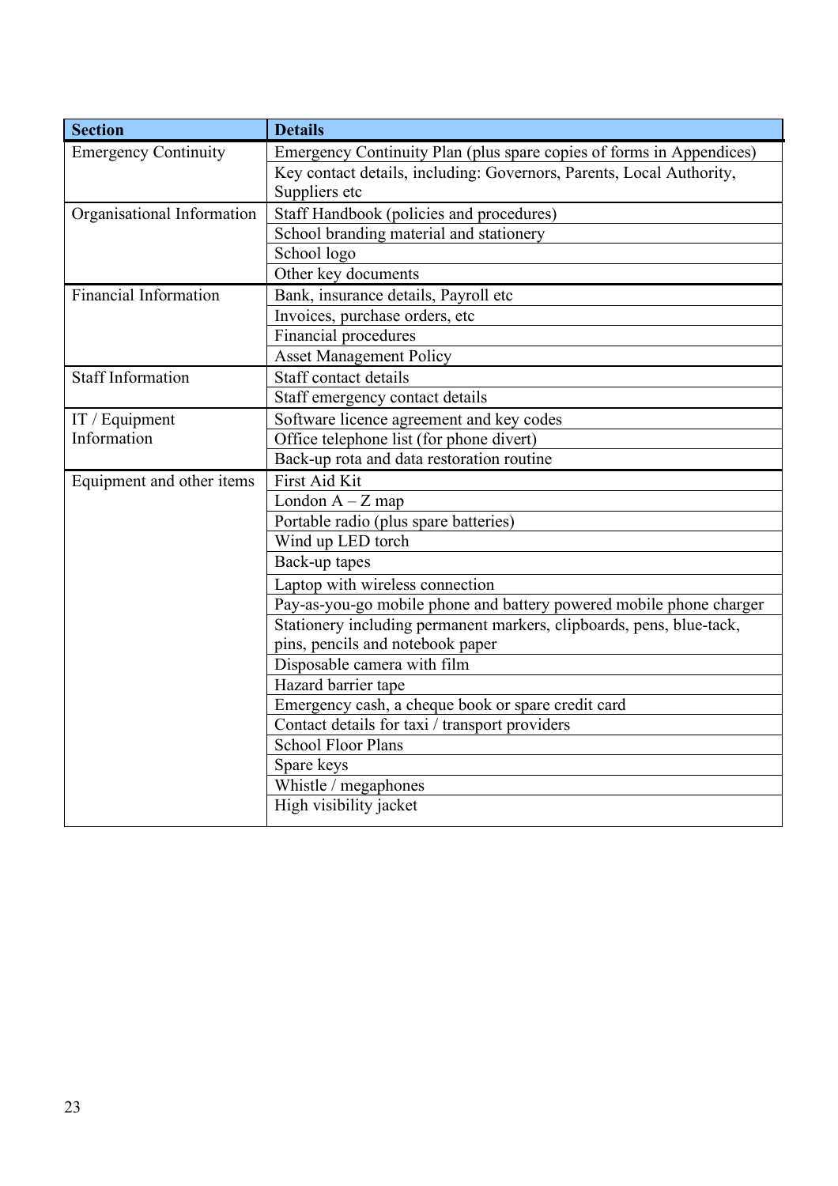| Section | Details |
|---|---|
| Emergency Continuity | Emergency Continuity Plan (plus spare copies of forms in Appendices) |
| | Key contact details, including: Governors, Parents, Local Authority, Suppliers etc |
| Organisational Information | Staff Handbook (policies and procedures) |
| | School branding material and stationery |
| | School logo |
| | Other key documents |
| Financial Information | Bank, insurance details, Payroll etc |
| | Invoices, purchase orders, etc |
| | Financial procedures |
| | Asset Management Policy |
| Staff Information | Staff contact details |
| | Staff emergency contact details |
| IT / Equipment Information | Software licence agreement and key codes |
| | Office telephone list (for phone divert) |
| | Back-up rota and data restoration routine |
| Equipment and other items | First Aid Kit |
| | London A – Z map |
| | Portable radio (plus spare batteries) |
| | Wind up LED torch |
| | Back-up tapes |
| | Laptop with wireless connection |
| | Pay-as-you-go mobile phone and battery powered mobile phone charger |
| | Stationery including permanent markers, clipboards, pens, blue-tack, pins, pencils and notebook paper |
| | Disposable camera with film |
| | Hazard barrier tape |
| | Emergency cash, a cheque book or spare credit card |
| | Contact details for taxi / transport providers |
| | School Floor Plans |
| | Spare keys |
| | Whistle / megaphones |
| | High visibility jacket |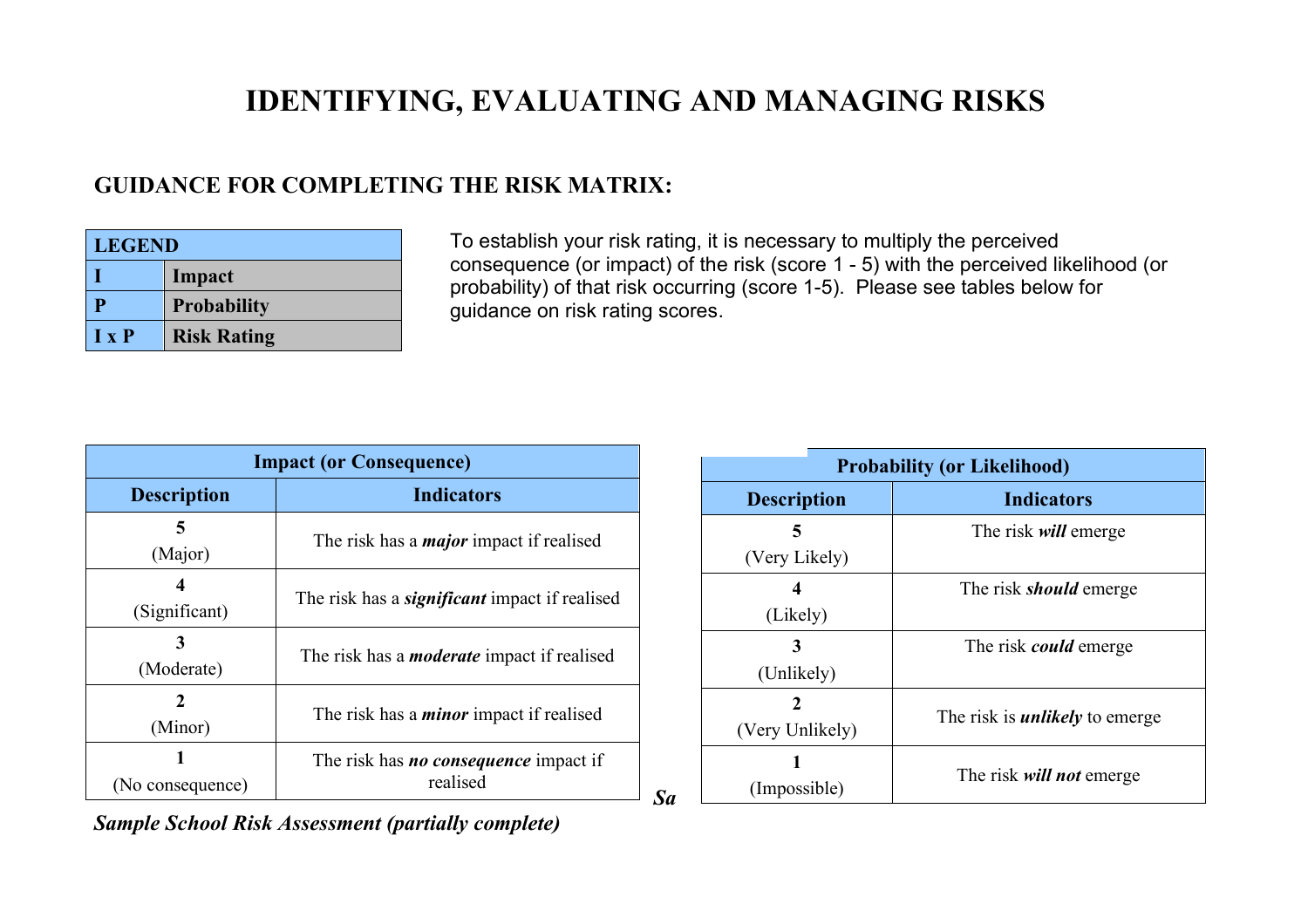# IDENTIFYING, EVALUATING AND MANAGING RISKS

## GUIDANCE FOR COMPLETING THE RISK MATRIX:

| LEGEND | |
|---|---|
| **I** | **Impact** |
| **P** | **Probability** |
| **I x P** | **Risk Rating** |

To establish your risk rating, it is necessary to multiply the perceived consequence (or impact) of the risk (score 1 - 5) with the perceived likelihood (or probability) of that risk occurring (score 1-5). Please see tables below for guidance on risk rating scores.

| **Impact (or Consequence)** | |
|---|---|
| **Description** | **Indicators** |
| **5** (Major) | The risk has a ***major*** impact if realised |
| **4** (Significant) | The risk has a ***significant*** impact if realised |
| **3** (Moderate) | The risk has a ***moderate*** impact if realised |
| **2** (Minor) | The risk has a ***minor*** impact if realised |
| **1** (No consequence) | The risk has ***no consequence*** impact if realised |

| **Probability (or Likelihood)** | |
|---|---|
| **Description** | **Indicators** |
| **5** (Very Likely) | The risk ***will*** emerge |
| **4** (Likely) | The risk ***should*** emerge |
| **3** (Unlikely) | The risk ***could*** emerge |
| **2** (Very Unlikely) | The risk is ***unlikely*** to emerge |
| **1** (Impossible) | The risk ***will not*** emerge |

***Sample School Risk Assessment (partially complete)***

***Sa***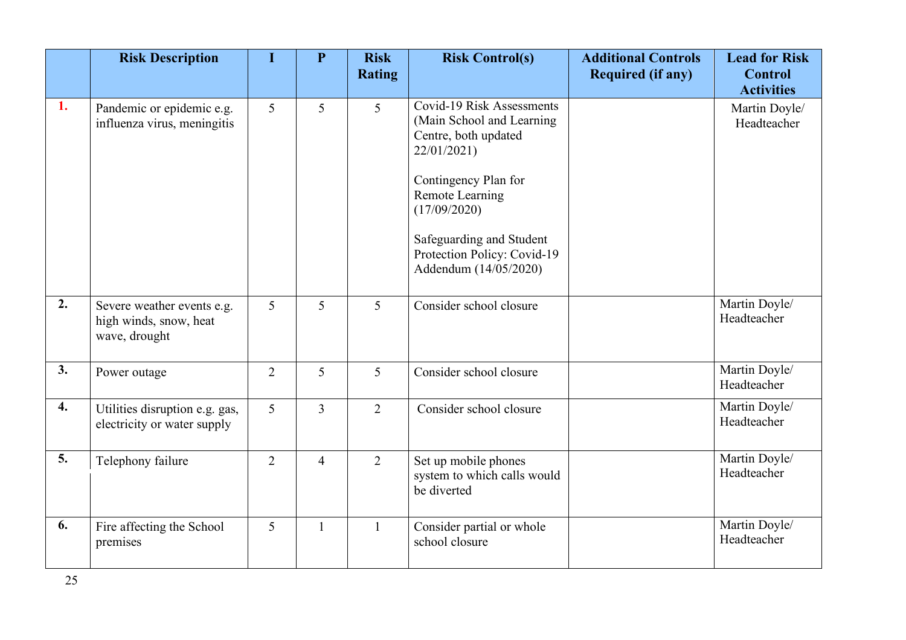| | Risk Description | I | P | Risk Rating | Risk Control(s) | Additional Controls Required (if any) | Lead for Risk Control Activities |
|---|---|---|---|---|---|---|---|
| **1.** | Pandemic or epidemic e.g. influenza virus, meningitis | 5 | 5 | 5 | Covid-19 Risk Assessments (Main School and Learning Centre, both updated 22/01/2021)<br><br>Contingency Plan for Remote Learning (17/09/2020)<br><br>Safeguarding and Student Protection Policy: Covid-19 Addendum (14/05/2020) | | Martin Doyle/ Headteacher |
| **2.** | Severe weather events e.g. high winds, snow, heat wave, drought | 5 | 5 | 5 | Consider school closure | | Martin Doyle/ Headteacher |
| **3.** | Power outage | 2 | 5 | 5 | Consider school closure | | Martin Doyle/ Headteacher |
| **4.** | Utilities disruption e.g. gas, electricity or water supply | 5 | 3 | 2 | Consider school closure | | Martin Doyle/ Headteacher |
| **5.** | Telephony failure | 2 | 4 | 2 | Set up mobile phones system to which calls would be diverted | | Martin Doyle/ Headteacher |
| **6.** | Fire affecting the School premises | 5 | 1 | 1 | Consider partial or whole school closure | | Martin Doyle/ Headteacher |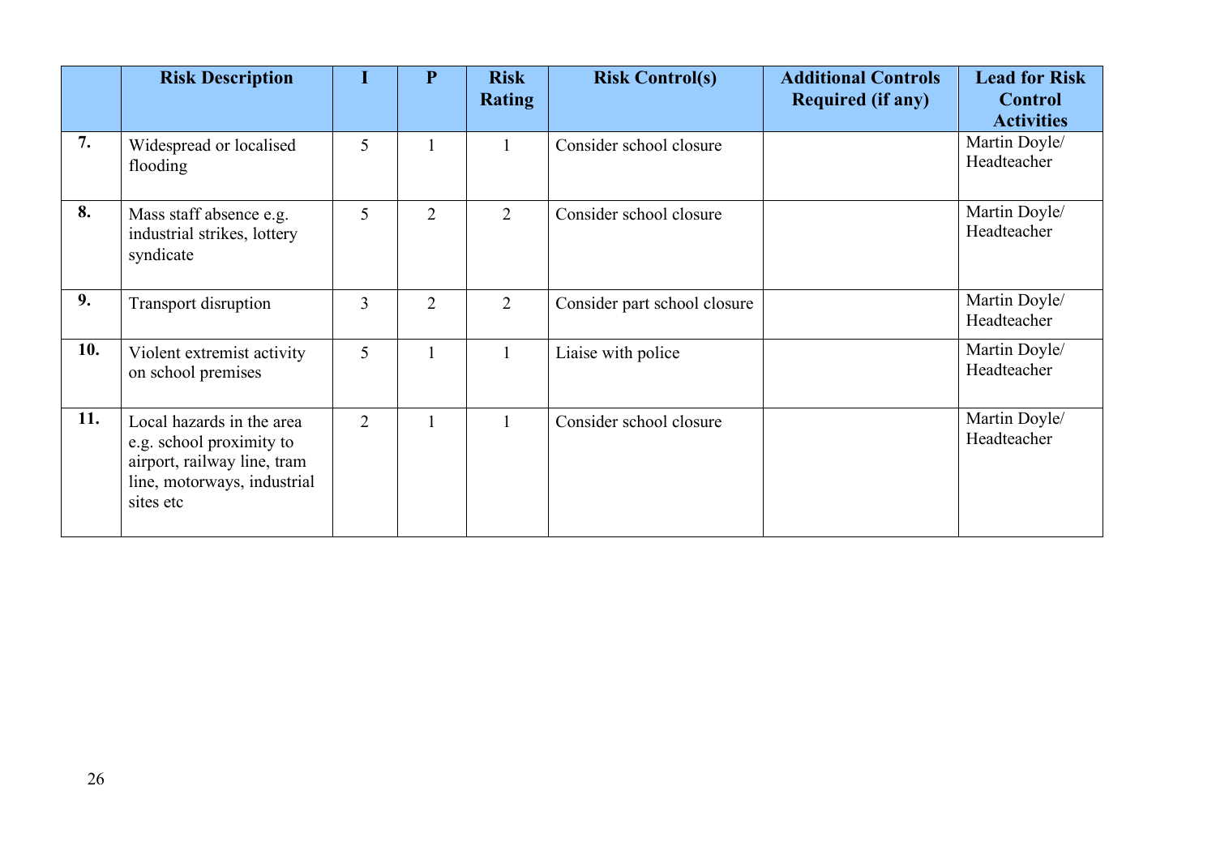|  | Risk Description | I | P | Risk Rating | Risk Control(s) | Additional Controls Required (if any) | Lead for Risk Control Activities |
|---|---|---|---|---|---|---|---|
| **7.** | Widespread or localised flooding | 5 | 1 | 1 | Consider school closure |  | Martin Doyle/ Headteacher |
| **8.** | Mass staff absence e.g. industrial strikes, lottery syndicate | 5 | 2 | 2 | Consider school closure |  | Martin Doyle/ Headteacher |
| **9.** | Transport disruption | 3 | 2 | 2 | Consider part school closure |  | Martin Doyle/ Headteacher |
| **10.** | Violent extremist activity on school premises | 5 | 1 | 1 | Liaise with police |  | Martin Doyle/ Headteacher |
| **11.** | Local hazards in the area e.g. school proximity to airport, railway line, tram line, motorways, industrial sites etc | 2 | 1 | 1 | Consider school closure |  | Martin Doyle/ Headteacher |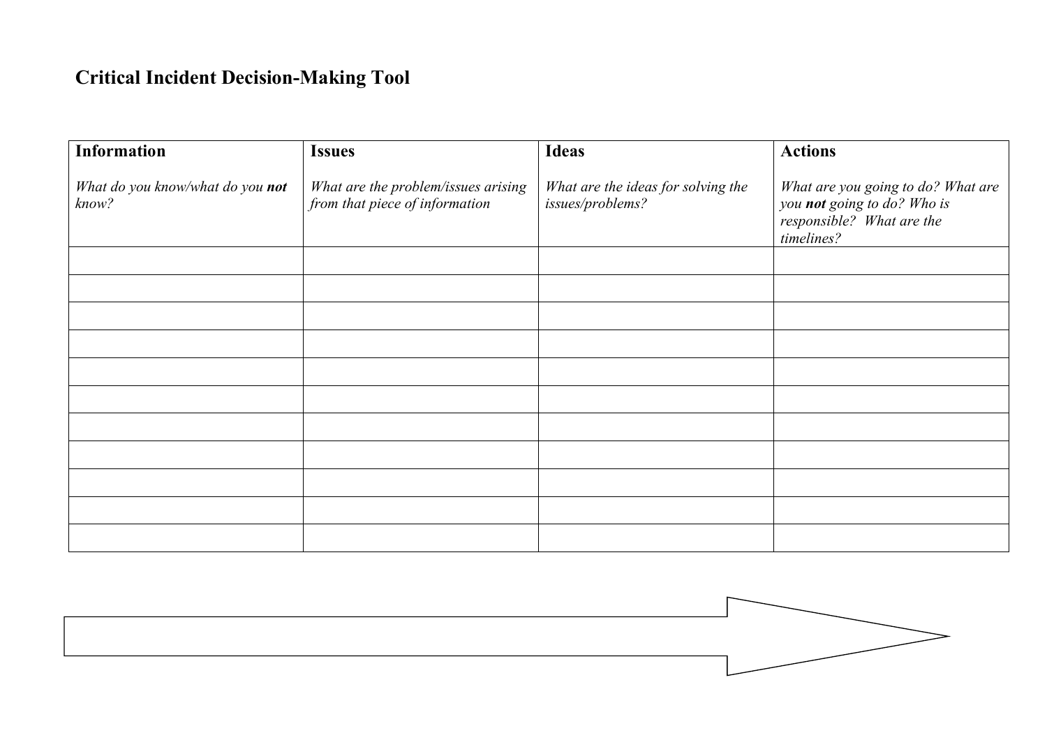# Critical Incident Decision-Making Tool

| **Information**<br><br>*What do you know/what do you **not** know?* | **Issues**<br><br>*What are the problem/issues arising from that piece of information* | **Ideas**<br><br>*What are the ideas for solving the issues/problems?* | **Actions**<br><br>*What are you going to do? What are you **not** going to do? Who is responsible? What are the timelines?* |
|---|---|---|---|
| | | | |
| | | | |
| | | | |
| | | | |
| | | | |
| | | | |
| | | | |
| | | | |
| | | | |
| | | | |
| | | | |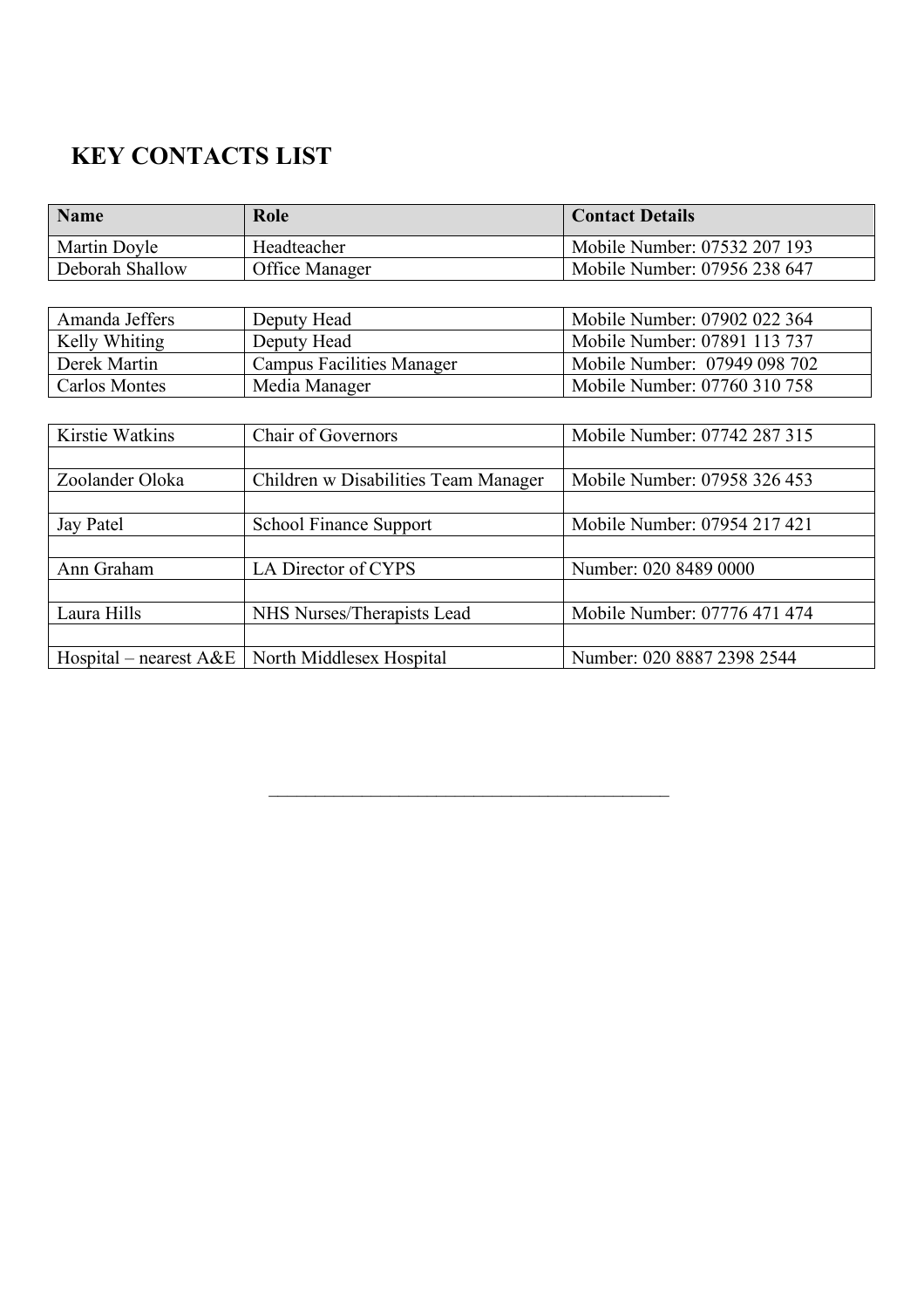# KEY CONTACTS LIST

| Name | Role | Contact Details |
|---|---|---|
| Martin Doyle | Headteacher | Mobile Number: 07532 207 193 |
| Deborah Shallow | Office Manager | Mobile Number: 07956 238 647 |
| Amanda Jeffers | Deputy Head | Mobile Number: 07902 022 364 |
| Kelly Whiting | Deputy Head | Mobile Number: 07891 113 737 |
| Derek Martin | Campus Facilities Manager | Mobile Number: 07949 098 702 |
| Carlos Montes | Media Manager | Mobile Number: 07760 310 758 |
| Kirstie Watkins | Chair of Governors | Mobile Number: 07742 287 315 |
| | | |
| Zoolander Oloka | Children w Disabilities Team Manager | Mobile Number: 07958 326 453 |
| | | |
| Jay Patel | School Finance Support | Mobile Number: 07954 217 421 |
| | | |
| Ann Graham | LA Director of CYPS | Number: 020 8489 0000 |
| | | |
| Laura Hills | NHS Nurses/Therapists Lead | Mobile Number: 07776 471 474 |
| | | |
| Hospital – nearest A&E | North Middlesex Hospital | Number: 020 8887 2398 2544 |

---